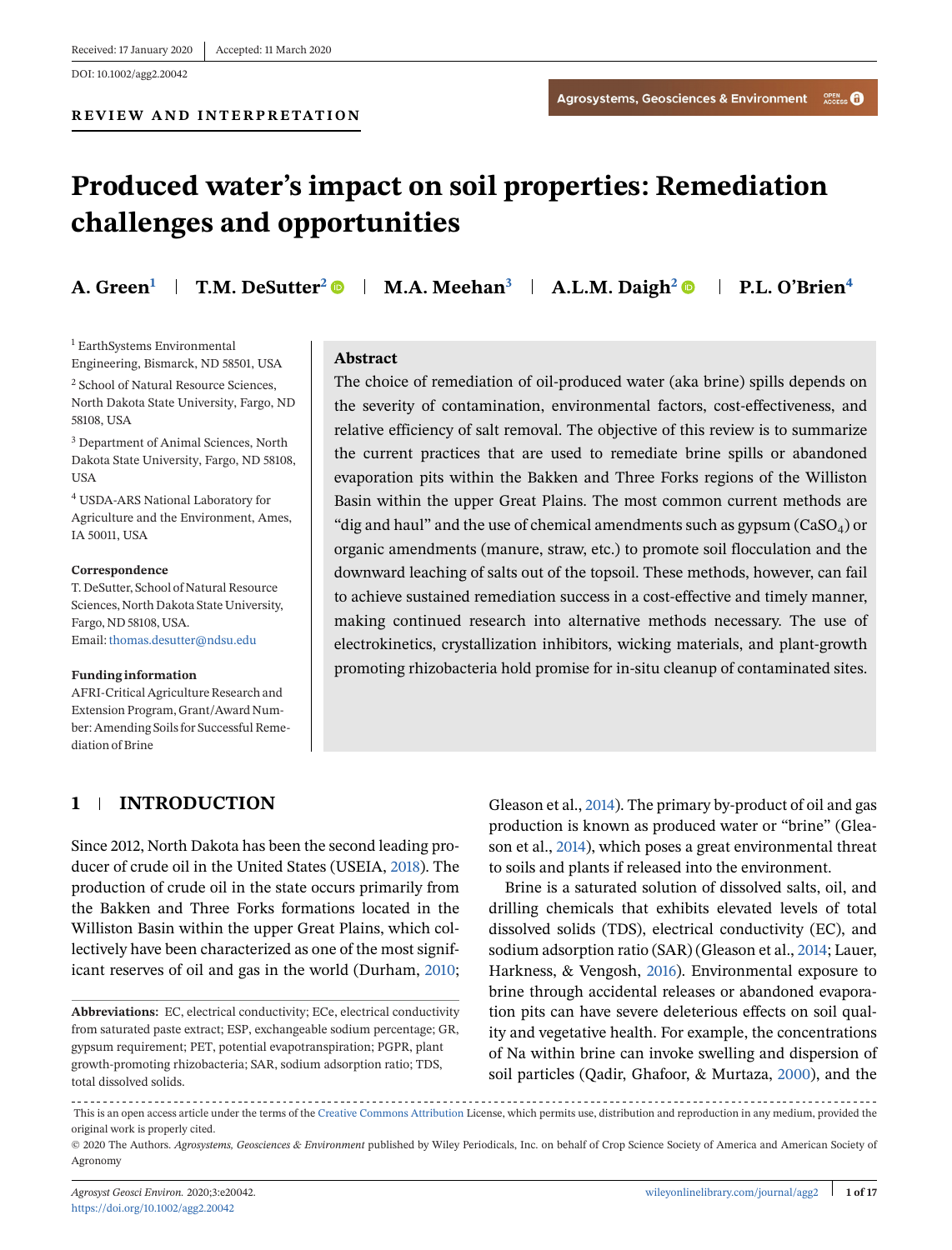Received: 17 January 2020 | Accepted: 11 March 2020

DOI: 10.1002/agg2.20042

**REVIEW AND INTERPRETATION**

# Produced water's impact on soil properties: Remediation challenges and opportunities

**A. Green**[1] | **T.M. DeSutter**[2] | **M.A. Meehan**[3] | **A.L.M. Daigh**[2] | **P.L. O'Brien**[4]

[1] EarthSystems Environmental Engineering, Bismarck, ND 58501, USA

[2] School of Natural Resource Sciences, North Dakota State University, Fargo, ND 58108, USA

[3] Department of Animal Sciences, North Dakota State University, Fargo, ND 58108, USA

[4] USDA-ARS National Laboratory for Agriculture and the Environment, Ames, IA 50011, USA

**Correspondence**

T. DeSutter, School of Natural Resource Sciences, North Dakota State University, Fargo, ND 58108, USA.
Email: thomas.desutter@ndsu.edu

**Funding information**

AFRI-Critical Agriculture Research and Extension Program, Grant/Award Number: Amending Soils for Successful Remediation of Brine

## Abstract

The choice of remediation of oil-produced water (aka brine) spills depends on the severity of contamination, environmental factors, cost-effectiveness, and relative efficiency of salt removal. The objective of this review is to summarize the current practices that are used to remediate brine spills or abandoned evaporation pits within the Bakken and Three Forks regions of the Williston Basin within the upper Great Plains. The most common current methods are "dig and haul" and the use of chemical amendments such as gypsum ($CaSO_4$) or organic amendments (manure, straw, etc.) to promote soil flocculation and the downward leaching of salts out of the topsoil. These methods, however, can fail to achieve sustained remediation success in a cost-effective and timely manner, making continued research into alternative methods necessary. The use of electrokinetics, crystallization inhibitors, wicking materials, and plant-growth promoting rhizobacteria hold promise for in-situ cleanup of contaminated sites.

## 1 | INTRODUCTION

Since 2012, North Dakota has been the second leading producer of crude oil in the United States (USEIA, 2018). The production of crude oil in the state occurs primarily from the Bakken and Three Forks formations located in the Williston Basin within the upper Great Plains, which collectively have been characterized as one of the most significant reserves of oil and gas in the world (Durham, 2010; Gleason et al., 2014). The primary by-product of oil and gas production is known as produced water or "brine" (Gleason et al., 2014), which poses a great environmental threat to soils and plants if released into the environment.

Brine is a saturated solution of dissolved salts, oil, and drilling chemicals that exhibits elevated levels of total dissolved solids (TDS), electrical conductivity (EC), and sodium adsorption ratio (SAR) (Gleason et al., 2014; Lauer, Harkness, & Vengosh, 2016). Environmental exposure to brine through accidental releases or abandoned evaporation pits can have severe deleterious effects on soil quality and vegetative health. For example, the concentrations of Na within brine can invoke swelling and dispersion of soil particles (Qadir, Ghafoor, & Murtaza, 2000), and the

**Abbreviations:** EC, electrical conductivity; ECe, electrical conductivity from saturated paste extract; ESP, exchangeable sodium percentage; GR, gypsum requirement; PET, potential evapotranspiration; PGPR, plant growth-promoting rhizobacteria; SAR, sodium adsorption ratio; TDS, total dissolved solids.

This is an open access article under the terms of the Creative Commons Attribution License, which permits use, distribution and reproduction in any medium, provided the original work is properly cited.

© 2020 The Authors. *Agrosystems, Geosciences & Environment* published by Wiley Periodicals, Inc. on behalf of Crop Science Society of America and American Society of Agronomy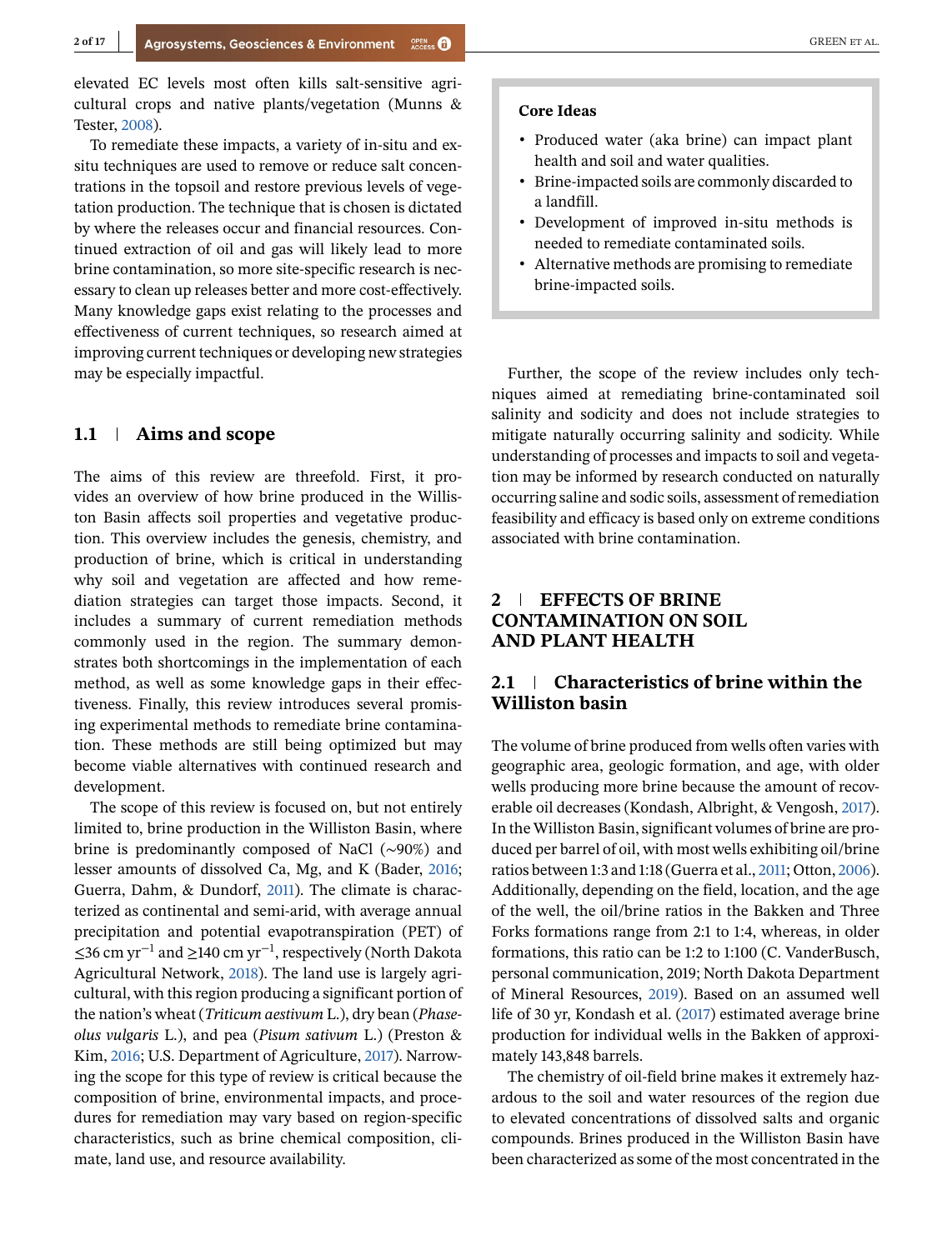elevated EC levels most often kills salt-sensitive agricultural crops and native plants/vegetation (Munns & Tester, 2008).

To remediate these impacts, a variety of in-situ and ex-situ techniques are used to remove or reduce salt concentrations in the topsoil and restore previous levels of vegetation production. The technique that is chosen is dictated by where the releases occur and financial resources. Continued extraction of oil and gas will likely lead to more brine contamination, so more site-specific research is necessary to clean up releases better and more cost-effectively. Many knowledge gaps exist relating to the processes and effectiveness of current techniques, so research aimed at improving current techniques or developing new strategies may be especially impactful.

**Core Ideas**

- Produced water (aka brine) can impact plant health and soil and water qualities.
- Brine-impacted soils are commonly discarded to a landfill.
- Development of improved in-situ methods is needed to remediate contaminated soils.
- Alternative methods are promising to remediate brine-impacted soils.

### 1.1 | Aims and scope

The aims of this review are threefold. First, it provides an overview of how brine produced in the Williston Basin affects soil properties and vegetative production. This overview includes the genesis, chemistry, and production of brine, which is critical in understanding why soil and vegetation are affected and how remediation strategies can target those impacts. Second, it includes a summary of current remediation methods commonly used in the region. The summary demonstrates both shortcomings in the implementation of each method, as well as some knowledge gaps in their effectiveness. Finally, this review introduces several promising experimental methods to remediate brine contamination. These methods are still being optimized but may become viable alternatives with continued research and development.

The scope of this review is focused on, but not entirely limited to, brine production in the Williston Basin, where brine is predominantly composed of NaCl (~90%) and lesser amounts of dissolved Ca, Mg, and K (Bader, 2016; Guerra, Dahm, & Dundorf, 2011). The climate is characterized as continental and semi-arid, with average annual precipitation and potential evapotranspiration (PET) of ≤36 cm $yr^{-1}$ and ≥140 cm $yr^{-1}$, respectively (North Dakota Agricultural Network, 2018). The land use is largely agricultural, with this region producing a significant portion of the nation's wheat (*Triticum aestivum* L.), dry bean (*Phaseolus vulgaris* L.), and pea (*Pisum sativum* L.) (Preston & Kim, 2016; U.S. Department of Agriculture, 2017). Narrowing the scope for this type of review is critical because the composition of brine, environmental impacts, and procedures for remediation may vary based on region-specific characteristics, such as brine chemical composition, climate, land use, and resource availability.

Further, the scope of the review includes only techniques aimed at remediating brine-contaminated soil salinity and sodicity and does not include strategies to mitigate naturally occurring salinity and sodicity. While understanding of processes and impacts to soil and vegetation may be informed by research conducted on naturally occurring saline and sodic soils, assessment of remediation feasibility and efficacy is based only on extreme conditions associated with brine contamination.

## 2 | EFFECTS OF BRINE CONTAMINATION ON SOIL AND PLANT HEALTH

### 2.1 | Characteristics of brine within the Williston basin

The volume of brine produced from wells often varies with geographic area, geologic formation, and age, with older wells producing more brine because the amount of recoverable oil decreases (Kondash, Albright, & Vengosh, 2017). In the Williston Basin, significant volumes of brine are produced per barrel of oil, with most wells exhibiting oil/brine ratios between 1:3 and 1:18 (Guerra et al., 2011; Otton, 2006). Additionally, depending on the field, location, and the age of the well, the oil/brine ratios in the Bakken and Three Forks formations range from 2:1 to 1:4, whereas, in older formations, this ratio can be 1:2 to 1:100 (C. VanderBusch, personal communication, 2019; North Dakota Department of Mineral Resources, 2019). Based on an assumed well life of 30 yr, Kondash et al. (2017) estimated average brine production for individual wells in the Bakken of approximately 143,848 barrels.

The chemistry of oil-field brine makes it extremely hazardous to the soil and water resources of the region due to elevated concentrations of dissolved salts and organic compounds. Brines produced in the Williston Basin have been characterized as some of the most concentrated in the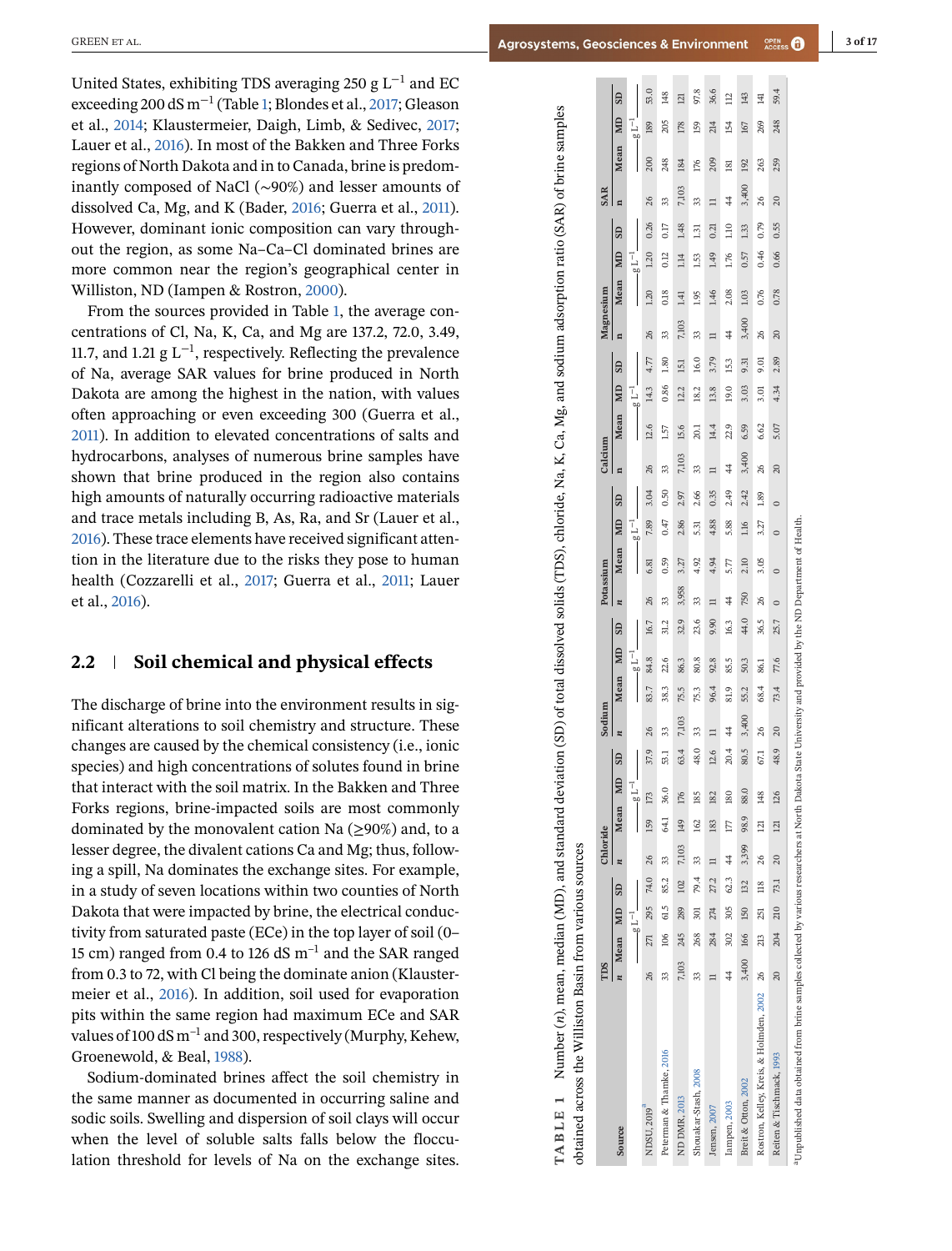United States, exhibiting TDS averaging 250 g $L^{-1}$ and EC exceeding 200 dS $m^{-1}$ (Table 1; Blondes et al., 2017; Gleason et al., 2014; Klaustermeier, Daigh, Limb, & Sedivec, 2017; Lauer et al., 2016). In most of the Bakken and Three Forks regions of North Dakota and in to Canada, brine is predominantly composed of NaCl (~90%) and lesser amounts of dissolved Ca, Mg, and K (Bader, 2016; Guerra et al., 2011). However, dominant ionic composition can vary throughout the region, as some Na–Ca–Cl dominated brines are more common near the region's geographical center in Williston, ND (Iampen & Rostron, 2000).

From the sources provided in Table 1, the average concentrations of Cl, Na, K, Ca, and Mg are 137.2, 72.0, 3.49, 11.7, and 1.21 g $L^{-1}$, respectively. Reflecting the prevalence of Na, average SAR values for brine produced in North Dakota are among the highest in the nation, with values often approaching or even exceeding 300 (Guerra et al., 2011). In addition to elevated concentrations of salts and hydrocarbons, analyses of numerous brine samples have shown that brine produced in the region also contains high amounts of naturally occurring radioactive materials and trace metals including B, As, Ra, and Sr (Lauer et al., 2016). These trace elements have received significant attention in the literature due to the risks they pose to human health (Cozzarelli et al., 2017; Guerra et al., 2011; Lauer et al., 2016).

## 2.2 | Soil chemical and physical effects

The discharge of brine into the environment results in significant alterations to soil chemistry and structure. These changes are caused by the chemical consistency (i.e., ionic species) and high concentrations of solutes found in brine that interact with the soil matrix. In the Bakken and Three Forks regions, brine-impacted soils are most commonly dominated by the monovalent cation Na (≥90%) and, to a lesser degree, the divalent cations Ca and Mg; thus, following a spill, Na dominates the exchange sites. For example, in a study of seven locations within two counties of North Dakota that were impacted by brine, the electrical conductivity from saturated paste (ECe) in the top layer of soil (0–15 cm) ranged from 0.4 to 126 dS $m^{-1}$ and the SAR ranged from 0.3 to 72, with Cl being the dominate anion (Klaustermeier et al., 2016). In addition, soil used for evaporation pits within the same region had maximum ECe and SAR values of 100 dS $m^{-1}$ and 300, respectively (Murphy, Kehew, Groenewold, & Beal, 1988).

Sodium-dominated brines affect the soil chemistry in the same manner as documented in occurring saline and sodic soils. Swelling and dispersion of soil clays will occur when the level of soluble salts falls below the flocculation threshold for levels of Na on the exchange sites.

**TABLE 1** Number ($n$), mean, median (MD), and standard deviation (SD) of total dissolved solids (TDS), chloride, Na, K, Ca, Mg, and sodium adsorption ratio (SAR) of brine samples obtained across the Williston Basin from various sources

| Source | TDS | | | | Chloride | | | | Sodium | | | | Potassium | | | | Calcium | | | | Magnesium | | | | SAR | | | |
|---|---|---|---|---|---|---|---|---|---|---|---|---|---|---|---|---|---|---|---|---|---|---|---|---|---|---|---|---|
| | $n$ | Mean | MD | SD | $n$ | Mean | MD | SD | $n$ | Mean | MD | SD | $n$ | Mean | MD | SD | $n$ | Mean | MD | SD | $n$ | Mean | MD | SD | $n$ | Mean | MD | SD |
| | | g $L^{-1}$ | | | | g $L^{-1}$ | | | | g $L^{-1}$ | | | | g $L^{-1}$ | | | | g $L^{-1}$ | | | | g $L^{-1}$ | | | | g $L^{-1}$ | | |
| NDSU, 2019[a] | 26 | 271 | 295 | 74.0 | 26 | 159 | 173 | 37.9 | 26 | 83.7 | 84.8 | 16.7 | 26 | 6.81 | 7.89 | 3.04 | 26 | 12.6 | 14.3 | 4.77 | 26 | 1.20 | 1.20 | 0.26 | 26 | 200 | 189 | 53.0 |
| Peterman & Thamke, 2016 | 33 | 106 | 61.5 | 85.2 | 33 | 64.1 | 36.0 | 53.1 | 33 | 38.3 | 22.6 | 31.2 | 33 | 0.59 | 0.47 | 0.50 | 33 | 1.57 | 0.86 | 1.80 | 33 | 0.18 | 0.12 | 0.17 | 33 | 248 | 205 | 148 |
| ND DMR, 2013 | 7,103 | 245 | 289 | 102 | 7,103 | 149 | 176 | 63.4 | 7,103 | 75.5 | 86.3 | 32.9 | 3,958 | 3.27 | 2.86 | 2.97 | 7,103 | 15.6 | 12.2 | 15.1 | 7,103 | 1.41 | 1.14 | 1.48 | 7,103 | 184 | 178 | 121 |
| Shouakar-Stash, 2008 | 33 | 268 | 301 | 79.4 | 33 | 162 | 185 | 48.0 | 33 | 75.3 | 80.8 | 23.6 | 33 | 4.92 | 5.31 | 2.66 | 33 | 20.1 | 18.2 | 16.0 | 33 | 1.95 | 1.53 | 1.31 | 33 | 176 | 159 | 97.8 |
| Jensen, 2007 | 11 | 284 | 274 | 27.2 | 11 | 183 | 182 | 12.6 | 11 | 96.4 | 92.8 | 9.90 | 11 | 4.94 | 4.88 | 0.35 | 11 | 14.4 | 13.8 | 3.79 | 11 | 1.46 | 1.49 | 0.21 | 11 | 209 | 214 | 36.6 |
| Iampen, 2003 | 44 | 302 | 305 | 62.3 | 44 | 177 | 180 | 20.4 | 44 | 81.9 | 85.5 | 16.3 | 44 | 5.77 | 5.88 | 2.49 | 44 | 22.9 | 19.0 | 15.3 | 44 | 2.08 | 1.76 | 1.10 | 44 | 181 | 154 | 112 |
| Breit & Otton, 2002 | 3,400 | 166 | 150 | 132 | 3,399 | 98.9 | 88.0 | 80.5 | 3,400 | 55.2 | 50.3 | 44.0 | 750 | 2.10 | 1.16 | 2.42 | 3,400 | 6.59 | 3.03 | 9.31 | 3,400 | 1.03 | 0.57 | 1.33 | 3,400 | 192 | 167 | 143 |
| Rostron, Kelley, Kreis, & Holmden, 2002 | 26 | 213 | 251 | 118 | 26 | 121 | 148 | 67.1 | 26 | 68.4 | 86.1 | 36.5 | 26 | 3.05 | 3.27 | 1.89 | 26 | 6.62 | 3.01 | 9.01 | 26 | 0.76 | 0.46 | 0.79 | 26 | 263 | 269 | 141 |
| Reiten & Tischmack, 1993 | 20 | 204 | 210 | 73.1 | 20 | 121 | 126 | 48.9 | 20 | 73.4 | 77.6 | 25.7 | 0 | 0 | 0 | 0 | 20 | 5.07 | 4.34 | 2.89 | 20 | 0.78 | 0.66 | 0.55 | 20 | 259 | 248 | 59.4 |

[a]Unpublished data obtained from brine samples collected by various researchers at North Dakota State University and provided by the ND Department of Health.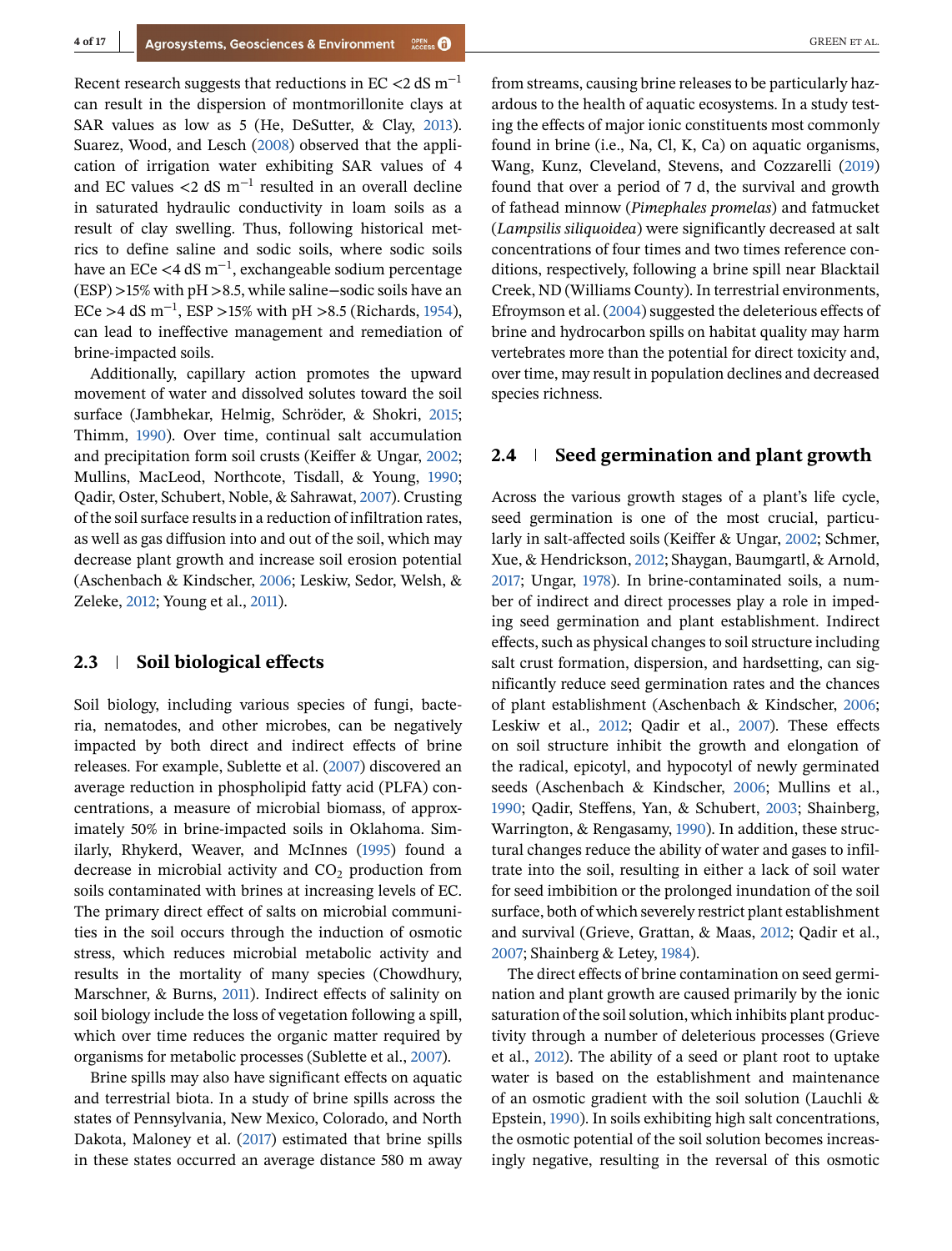Recent research suggests that reductions in EC <2 dS $m^{-1}$ can result in the dispersion of montmorillonite clays at SAR values as low as 5 (He, DeSutter, & Clay, 2013). Suarez, Wood, and Lesch (2008) observed that the application of irrigation water exhibiting SAR values of 4 and EC values <2 dS $m^{-1}$ resulted in an overall decline in saturated hydraulic conductivity in loam soils as a result of clay swelling. Thus, following historical metrics to define saline and sodic soils, where sodic soils have an ECe <4 dS $m^{-1}$, exchangeable sodium percentage (ESP) >15% with pH >8.5, while saline–sodic soils have an ECe >4 dS $m^{-1}$, ESP >15% with pH >8.5 (Richards, 1954), can lead to ineffective management and remediation of brine-impacted soils.

Additionally, capillary action promotes the upward movement of water and dissolved solutes toward the soil surface (Jambhekar, Helmig, Schröder, & Shokri, 2015; Thimm, 1990). Over time, continual salt accumulation and precipitation form soil crusts (Keiffer & Ungar, 2002; Mullins, MacLeod, Northcote, Tisdall, & Young, 1990; Qadir, Oster, Schubert, Noble, & Sahrawat, 2007). Crusting of the soil surface results in a reduction of infiltration rates, as well as gas diffusion into and out of the soil, which may decrease plant growth and increase soil erosion potential (Aschenbach & Kindscher, 2006; Leskiw, Sedor, Welsh, & Zeleke, 2012; Young et al., 2011).

## 2.3 | Soil biological effects

Soil biology, including various species of fungi, bacteria, nematodes, and other microbes, can be negatively impacted by both direct and indirect effects of brine releases. For example, Sublette et al. (2007) discovered an average reduction in phospholipid fatty acid (PLFA) concentrations, a measure of microbial biomass, of approximately 50% in brine-impacted soils in Oklahoma. Similarly, Rhykerd, Weaver, and McInnes (1995) found a decrease in microbial activity and $CO_2$ production from soils contaminated with brines at increasing levels of EC. The primary direct effect of salts on microbial communities in the soil occurs through the induction of osmotic stress, which reduces microbial metabolic activity and results in the mortality of many species (Chowdhury, Marschner, & Burns, 2011). Indirect effects of salinity on soil biology include the loss of vegetation following a spill, which over time reduces the organic matter required by organisms for metabolic processes (Sublette et al., 2007).

Brine spills may also have significant effects on aquatic and terrestrial biota. In a study of brine spills across the states of Pennsylvania, New Mexico, Colorado, and North Dakota, Maloney et al. (2017) estimated that brine spills in these states occurred an average distance 580 m away from streams, causing brine releases to be particularly hazardous to the health of aquatic ecosystems. In a study testing the effects of major ionic constituents most commonly found in brine (i.e., Na, Cl, K, Ca) on aquatic organisms, Wang, Kunz, Cleveland, Stevens, and Cozzarelli (2019) found that over a period of 7 d, the survival and growth of fathead minnow (*Pimephales promelas*) and fatmucket (*Lampsilis siliquoidea*) were significantly decreased at salt concentrations of four times and two times reference conditions, respectively, following a brine spill near Blacktail Creek, ND (Williams County). In terrestrial environments, Efroymson et al. (2004) suggested the deleterious effects of brine and hydrocarbon spills on habitat quality may harm vertebrates more than the potential for direct toxicity and, over time, may result in population declines and decreased species richness.

## 2.4 | Seed germination and plant growth

Across the various growth stages of a plant's life cycle, seed germination is one of the most crucial, particularly in salt-affected soils (Keiffer & Ungar, 2002; Schmer, Xue, & Hendrickson, 2012; Shaygan, Baumgartl, & Arnold, 2017; Ungar, 1978). In brine-contaminated soils, a number of indirect and direct processes play a role in impeding seed germination and plant establishment. Indirect effects, such as physical changes to soil structure including salt crust formation, dispersion, and hardsetting, can significantly reduce seed germination rates and the chances of plant establishment (Aschenbach & Kindscher, 2006; Leskiw et al., 2012; Qadir et al., 2007). These effects on soil structure inhibit the growth and elongation of the radical, epicotyl, and hypocotyl of newly germinated seeds (Aschenbach & Kindscher, 2006; Mullins et al., 1990; Qadir, Steffens, Yan, & Schubert, 2003; Shainberg, Warrington, & Rengasamy, 1990). In addition, these structural changes reduce the ability of water and gases to infiltrate into the soil, resulting in either a lack of soil water for seed imbibition or the prolonged inundation of the soil surface, both of which severely restrict plant establishment and survival (Grieve, Grattan, & Maas, 2012; Qadir et al., 2007; Shainberg & Letey, 1984).

The direct effects of brine contamination on seed germination and plant growth are caused primarily by the ionic saturation of the soil solution, which inhibits plant productivity through a number of deleterious processes (Grieve et al., 2012). The ability of a seed or plant root to uptake water is based on the establishment and maintenance of an osmotic gradient with the soil solution (Lauchli & Epstein, 1990). In soils exhibiting high salt concentrations, the osmotic potential of the soil solution becomes increasingly negative, resulting in the reversal of this osmotic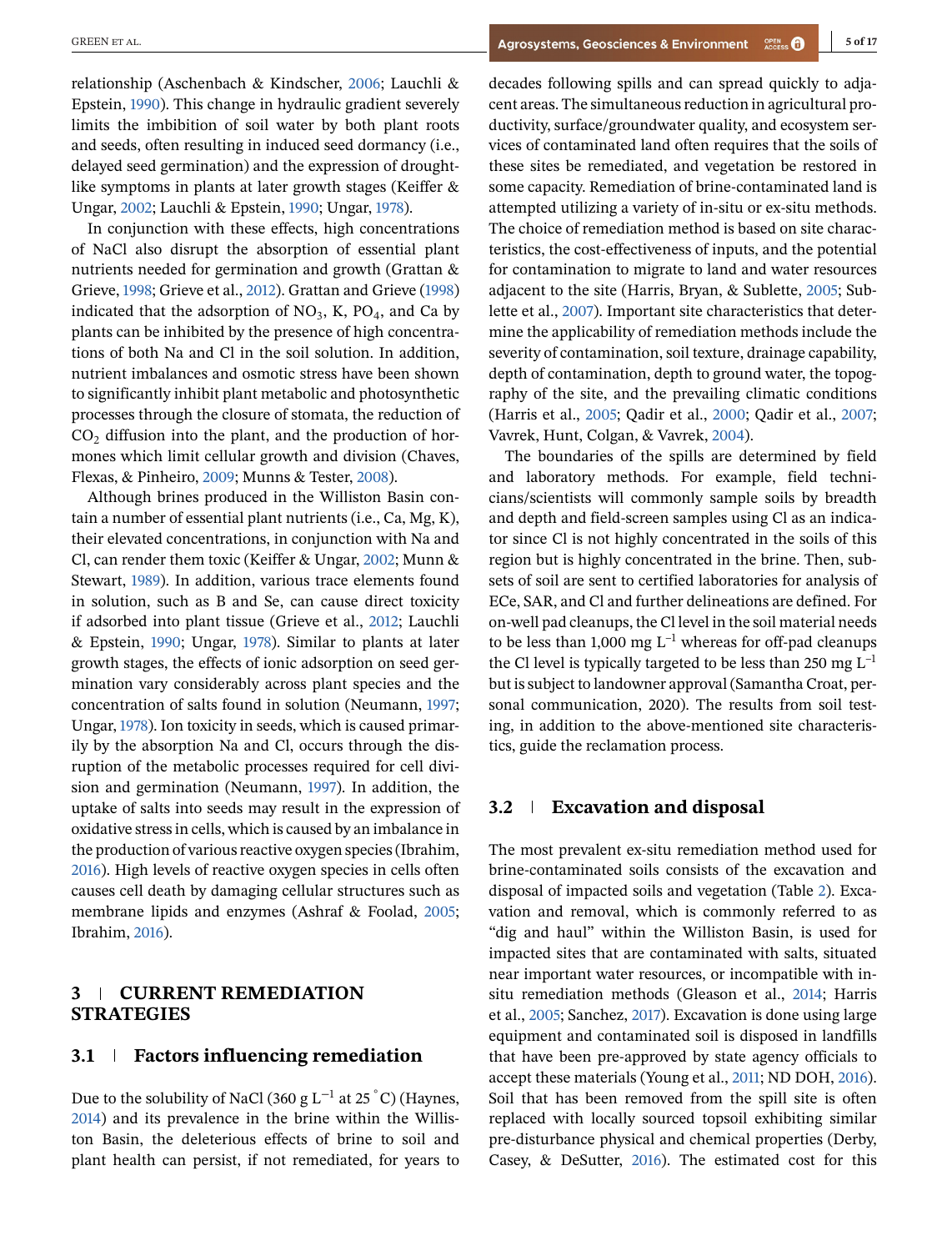relationship (Aschenbach & Kindscher, 2006; Lauchli & Epstein, 1990). This change in hydraulic gradient severely limits the imbibition of soil water by both plant roots and seeds, often resulting in induced seed dormancy (i.e., delayed seed germination) and the expression of drought-like symptoms in plants at later growth stages (Keiffer & Ungar, 2002; Lauchli & Epstein, 1990; Ungar, 1978).

In conjunction with these effects, high concentrations of NaCl also disrupt the absorption of essential plant nutrients needed for germination and growth (Grattan & Grieve, 1998; Grieve et al., 2012). Grattan and Grieve (1998) indicated that the adsorption of $NO_3$, K, $PO_4$, and Ca by plants can be inhibited by the presence of high concentrations of both Na and Cl in the soil solution. In addition, nutrient imbalances and osmotic stress have been shown to significantly inhibit plant metabolic and photosynthetic processes through the closure of stomata, the reduction of $CO_2$ diffusion into the plant, and the production of hormones which limit cellular growth and division (Chaves, Flexas, & Pinheiro, 2009; Munns & Tester, 2008).

Although brines produced in the Williston Basin contain a number of essential plant nutrients (i.e., Ca, Mg, K), their elevated concentrations, in conjunction with Na and Cl, can render them toxic (Keiffer & Ungar, 2002; Munn & Stewart, 1989). In addition, various trace elements found in solution, such as B and Se, can cause direct toxicity if adsorbed into plant tissue (Grieve et al., 2012; Lauchli & Epstein, 1990; Ungar, 1978). Similar to plants at later growth stages, the effects of ionic adsorption on seed germination vary considerably across plant species and the concentration of salts found in solution (Neumann, 1997; Ungar, 1978). Ion toxicity in seeds, which is caused primarily by the absorption Na and Cl, occurs through the disruption of the metabolic processes required for cell division and germination (Neumann, 1997). In addition, the uptake of salts into seeds may result in the expression of oxidative stress in cells, which is caused by an imbalance in the production of various reactive oxygen species (Ibrahim, 2016). High levels of reactive oxygen species in cells often causes cell death by damaging cellular structures such as membrane lipids and enzymes (Ashraf & Foolad, 2005; Ibrahim, 2016).

## 3 | CURRENT REMEDIATION STRATEGIES

### 3.1 | Factors influencing remediation

Due to the solubility of NaCl (360 g $L^{-1}$ at 25 °C) (Haynes, 2014) and its prevalence in the brine within the Williston Basin, the deleterious effects of brine to soil and plant health can persist, if not remediated, for years to decades following spills and can spread quickly to adjacent areas. The simultaneous reduction in agricultural productivity, surface/groundwater quality, and ecosystem services of contaminated land often requires that the soils of these sites be remediated, and vegetation be restored in some capacity. Remediation of brine-contaminated land is attempted utilizing a variety of in-situ or ex-situ methods. The choice of remediation method is based on site characteristics, the cost-effectiveness of inputs, and the potential for contamination to migrate to land and water resources adjacent to the site (Harris, Bryan, & Sublette, 2005; Sublette et al., 2007). Important site characteristics that determine the applicability of remediation methods include the severity of contamination, soil texture, drainage capability, depth of contamination, depth to ground water, the topography of the site, and the prevailing climatic conditions (Harris et al., 2005; Qadir et al., 2000; Qadir et al., 2007; Vavrek, Hunt, Colgan, & Vavrek, 2004).

The boundaries of the spills are determined by field and laboratory methods. For example, field technicians/scientists will commonly sample soils by breadth and depth and field-screen samples using Cl as an indicator since Cl is not highly concentrated in the soils of this region but is highly concentrated in the brine. Then, subsets of soil are sent to certified laboratories for analysis of ECe, SAR, and Cl and further delineations are defined. For on-well pad cleanups, the Cl level in the soil material needs to be less than 1,000 mg $L^{-1}$ whereas for off-pad cleanups the Cl level is typically targeted to be less than 250 mg $L^{-1}$ but is subject to landowner approval (Samantha Croat, personal communication, 2020). The results from soil testing, in addition to the above-mentioned site characteristics, guide the reclamation process.

### 3.2 | Excavation and disposal

The most prevalent ex-situ remediation method used for brine-contaminated soils consists of the excavation and disposal of impacted soils and vegetation (Table 2). Excavation and removal, which is commonly referred to as "dig and haul" within the Williston Basin, is used for impacted sites that are contaminated with salts, situated near important water resources, or incompatible with in-situ remediation methods (Gleason et al., 2014; Harris et al., 2005; Sanchez, 2017). Excavation is done using large equipment and contaminated soil is disposed in landfills that have been pre-approved by state agency officials to accept these materials (Young et al., 2011; ND DOH, 2016). Soil that has been removed from the spill site is often replaced with locally sourced topsoil exhibiting similar pre-disturbance physical and chemical properties (Derby, Casey, & DeSutter, 2016). The estimated cost for this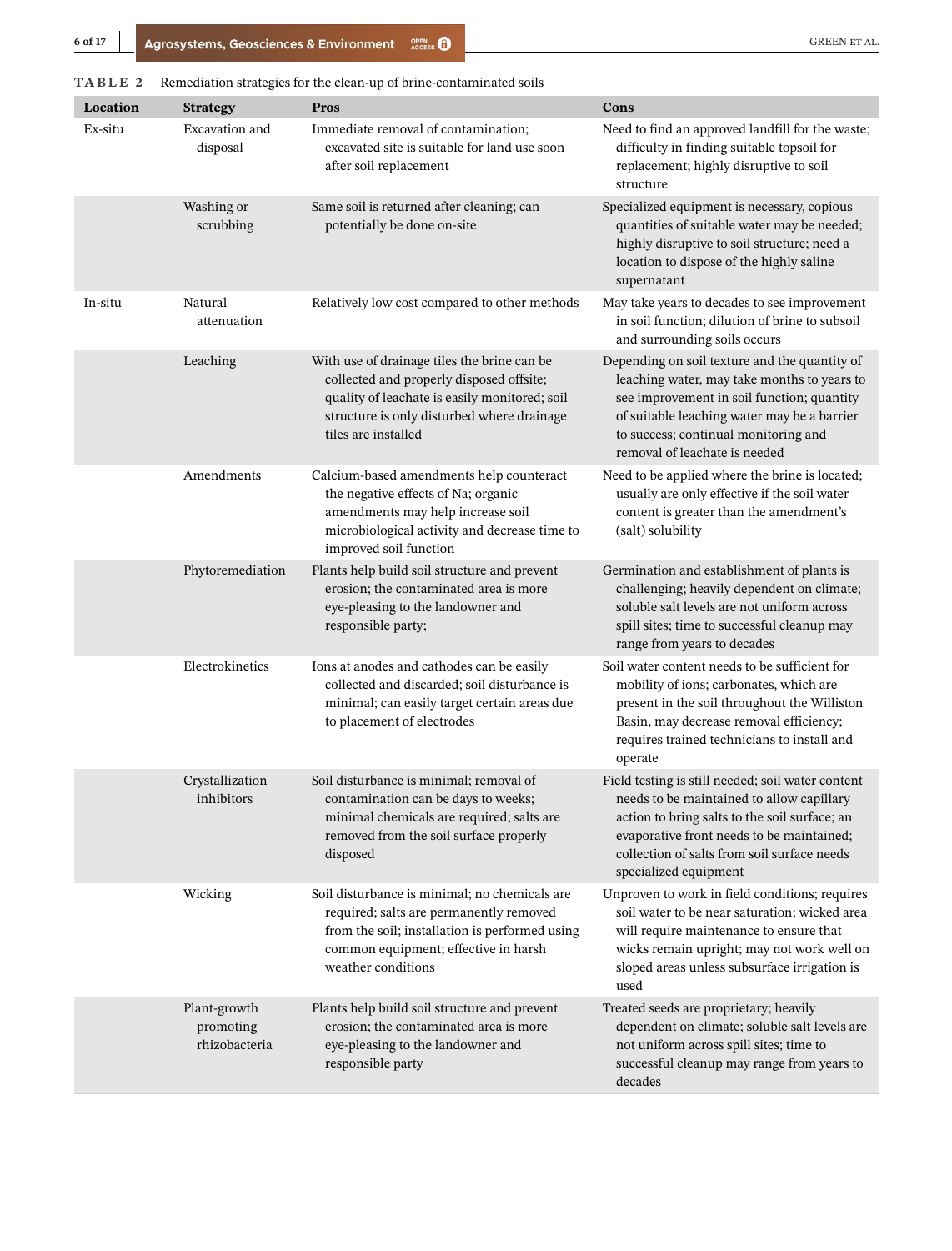**TABLE 2** Remediation strategies for the clean-up of brine-contaminated soils

| Location | Strategy | Pros | Cons |
|---|---|---|---|
| Ex-situ | Excavation and disposal | Immediate removal of contamination; excavated site is suitable for land use soon after soil replacement | Need to find an approved landfill for the waste; difficulty in finding suitable topsoil for replacement; highly disruptive to soil structure |
| | Washing or scrubbing | Same soil is returned after cleaning; can potentially be done on-site | Specialized equipment is necessary, copious quantities of suitable water may be needed; highly disruptive to soil structure; need a location to dispose of the highly saline supernatant |
| In-situ | Natural attenuation | Relatively low cost compared to other methods | May take years to decades to see improvement in soil function; dilution of brine to subsoil and surrounding soils occurs |
| | Leaching | With use of drainage tiles the brine can be collected and properly disposed offsite; quality of leachate is easily monitored; soil structure is only disturbed where drainage tiles are installed | Depending on soil texture and the quantity of leaching water, may take months to years to see improvement in soil function; quantity of suitable leaching water may be a barrier to success; continual monitoring and removal of leachate is needed |
| | Amendments | Calcium-based amendments help counteract the negative effects of Na; organic amendments may help increase soil microbiological activity and decrease time to improved soil function | Need to be applied where the brine is located; usually are only effective if the soil water content is greater than the amendment's (salt) solubility |
| | Phytoremediation | Plants help build soil structure and prevent erosion; the contaminated area is more eye-pleasing to the landowner and responsible party; | Germination and establishment of plants is challenging; heavily dependent on climate; soluble salt levels are not uniform across spill sites; time to successful cleanup may range from years to decades |
| | Electrokinetics | Ions at anodes and cathodes can be easily collected and discarded; soil disturbance is minimal; can easily target certain areas due to placement of electrodes | Soil water content needs to be sufficient for mobility of ions; carbonates, which are present in the soil throughout the Williston Basin, may decrease removal efficiency; requires trained technicians to install and operate |
| | Crystallization inhibitors | Soil disturbance is minimal; removal of contamination can be days to weeks; minimal chemicals are required; salts are removed from the soil surface properly disposed | Field testing is still needed; soil water content needs to be maintained to allow capillary action to bring salts to the soil surface; an evaporative front needs to be maintained; collection of salts from soil surface needs specialized equipment |
| | Wicking | Soil disturbance is minimal; no chemicals are required; salts are permanently removed from the soil; installation is performed using common equipment; effective in harsh weather conditions | Unproven to work in field conditions; requires soil water to be near saturation; wicked area will require maintenance to ensure that wicks remain upright; may not work well on sloped areas unless subsurface irrigation is used |
| | Plant-growth promoting rhizobacteria | Plants help build soil structure and prevent erosion; the contaminated area is more eye-pleasing to the landowner and responsible party | Treated seeds are proprietary; heavily dependent on climate; soluble salt levels are not uniform across spill sites; time to successful cleanup may range from years to decades |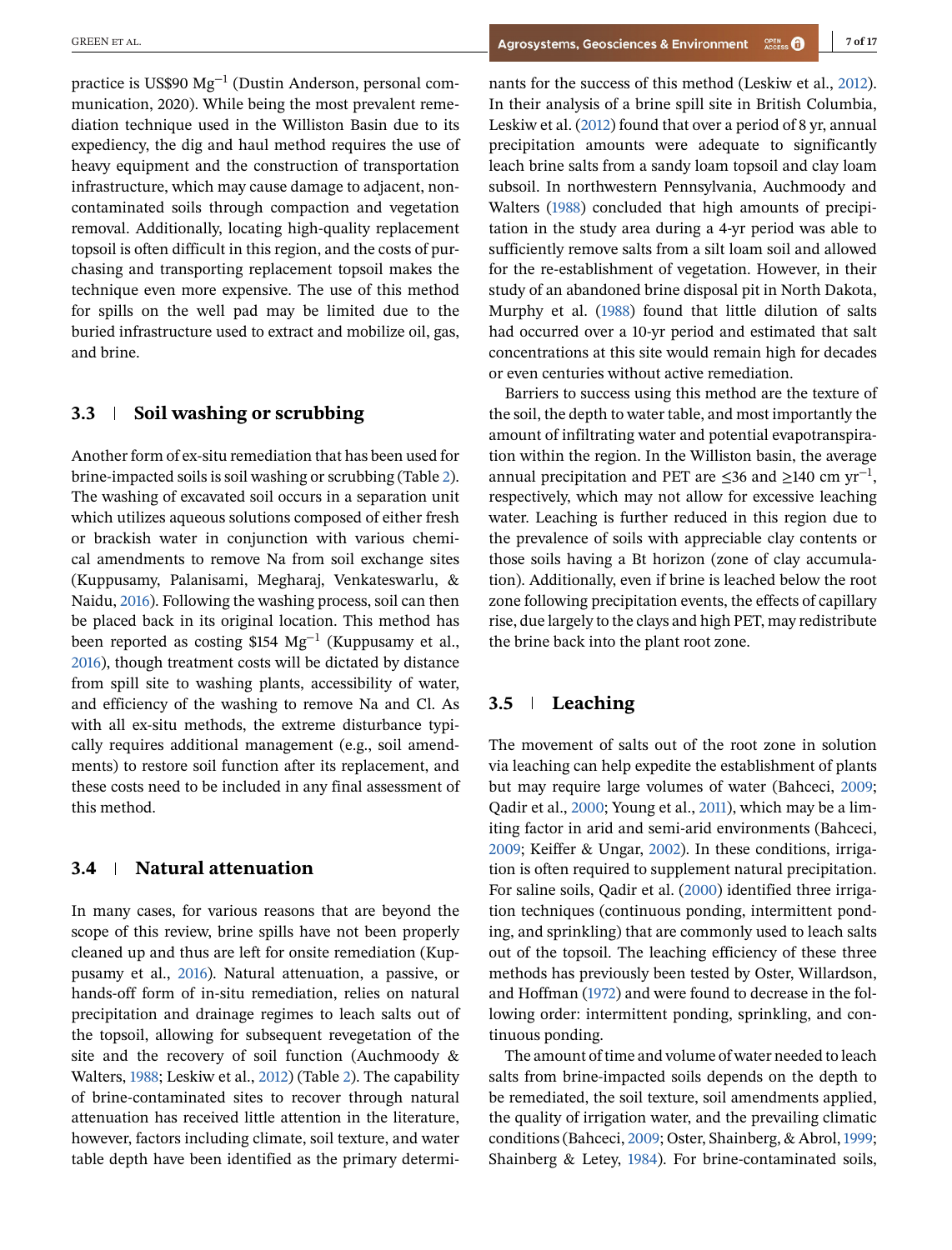practice is US$90 $Mg^{-1}$ (Dustin Anderson, personal communication, 2020). While being the most prevalent remediation technique used in the Williston Basin due to its expediency, the dig and haul method requires the use of heavy equipment and the construction of transportation infrastructure, which may cause damage to adjacent, noncontaminated soils through compaction and vegetation removal. Additionally, locating high-quality replacement topsoil is often difficult in this region, and the costs of purchasing and transporting replacement topsoil makes the technique even more expensive. The use of this method for spills on the well pad may be limited due to the buried infrastructure used to extract and mobilize oil, gas, and brine.

## 3.3 | Soil washing or scrubbing

Another form of ex-situ remediation that has been used for brine-impacted soils is soil washing or scrubbing (Table 2). The washing of excavated soil occurs in a separation unit which utilizes aqueous solutions composed of either fresh or brackish water in conjunction with various chemical amendments to remove Na from soil exchange sites (Kuppusamy, Palanisami, Megharaj, Venkateswarlu, & Naidu, 2016). Following the washing process, soil can then be placed back in its original location. This method has been reported as costing \$154 $Mg^{-1}$ (Kuppusamy et al., 2016), though treatment costs will be dictated by distance from spill site to washing plants, accessibility of water, and efficiency of the washing to remove Na and Cl. As with all ex-situ methods, the extreme disturbance typically requires additional management (e.g., soil amendments) to restore soil function after its replacement, and these costs need to be included in any final assessment of this method.

## 3.4 | Natural attenuation

In many cases, for various reasons that are beyond the scope of this review, brine spills have not been properly cleaned up and thus are left for onsite remediation (Kuppusamy et al., 2016). Natural attenuation, a passive, or hands-off form of in-situ remediation, relies on natural precipitation and drainage regimes to leach salts out of the topsoil, allowing for subsequent revegetation of the site and the recovery of soil function (Auchmoody & Walters, 1988; Leskiw et al., 2012) (Table 2). The capability of brine-contaminated sites to recover through natural attenuation has received little attention in the literature, however, factors including climate, soil texture, and water table depth have been identified as the primary determinants for the success of this method (Leskiw et al., 2012). In their analysis of a brine spill site in British Columbia, Leskiw et al. (2012) found that over a period of 8 yr, annual precipitation amounts were adequate to significantly leach brine salts from a sandy loam topsoil and clay loam subsoil. In northwestern Pennsylvania, Auchmoody and Walters (1988) concluded that high amounts of precipitation in the study area during a 4-yr period was able to sufficiently remove salts from a silt loam soil and allowed for the re-establishment of vegetation. However, in their study of an abandoned brine disposal pit in North Dakota, Murphy et al. (1988) found that little dilution of salts had occurred over a 10-yr period and estimated that salt concentrations at this site would remain high for decades or even centuries without active remediation.

Barriers to success using this method are the texture of the soil, the depth to water table, and most importantly the amount of infiltrating water and potential evapotranspiration within the region. In the Williston basin, the average annual precipitation and PET are $\leq$36 and $\geq$140 cm $yr^{-1}$, respectively, which may not allow for excessive leaching water. Leaching is further reduced in this region due to the prevalence of soils with appreciable clay contents or those soils having a Bt horizon (zone of clay accumulation). Additionally, even if brine is leached below the root zone following precipitation events, the effects of capillary rise, due largely to the clays and high PET, may redistribute the brine back into the plant root zone.

## 3.5 | Leaching

The movement of salts out of the root zone in solution via leaching can help expedite the establishment of plants but may require large volumes of water (Bahceci, 2009; Qadir et al., 2000; Young et al., 2011), which may be a limiting factor in arid and semi-arid environments (Bahceci, 2009; Keiffer & Ungar, 2002). In these conditions, irrigation is often required to supplement natural precipitation. For saline soils, Qadir et al. (2000) identified three irrigation techniques (continuous ponding, intermittent ponding, and sprinkling) that are commonly used to leach salts out of the topsoil. The leaching efficiency of these three methods has previously been tested by Oster, Willardson, and Hoffman (1972) and were found to decrease in the following order: intermittent ponding, sprinkling, and continuous ponding.

The amount of time and volume of water needed to leach salts from brine-impacted soils depends on the depth to be remediated, the soil texture, soil amendments applied, the quality of irrigation water, and the prevailing climatic conditions (Bahceci, 2009; Oster, Shainberg, & Abrol, 1999; Shainberg & Letey, 1984). For brine-contaminated soils,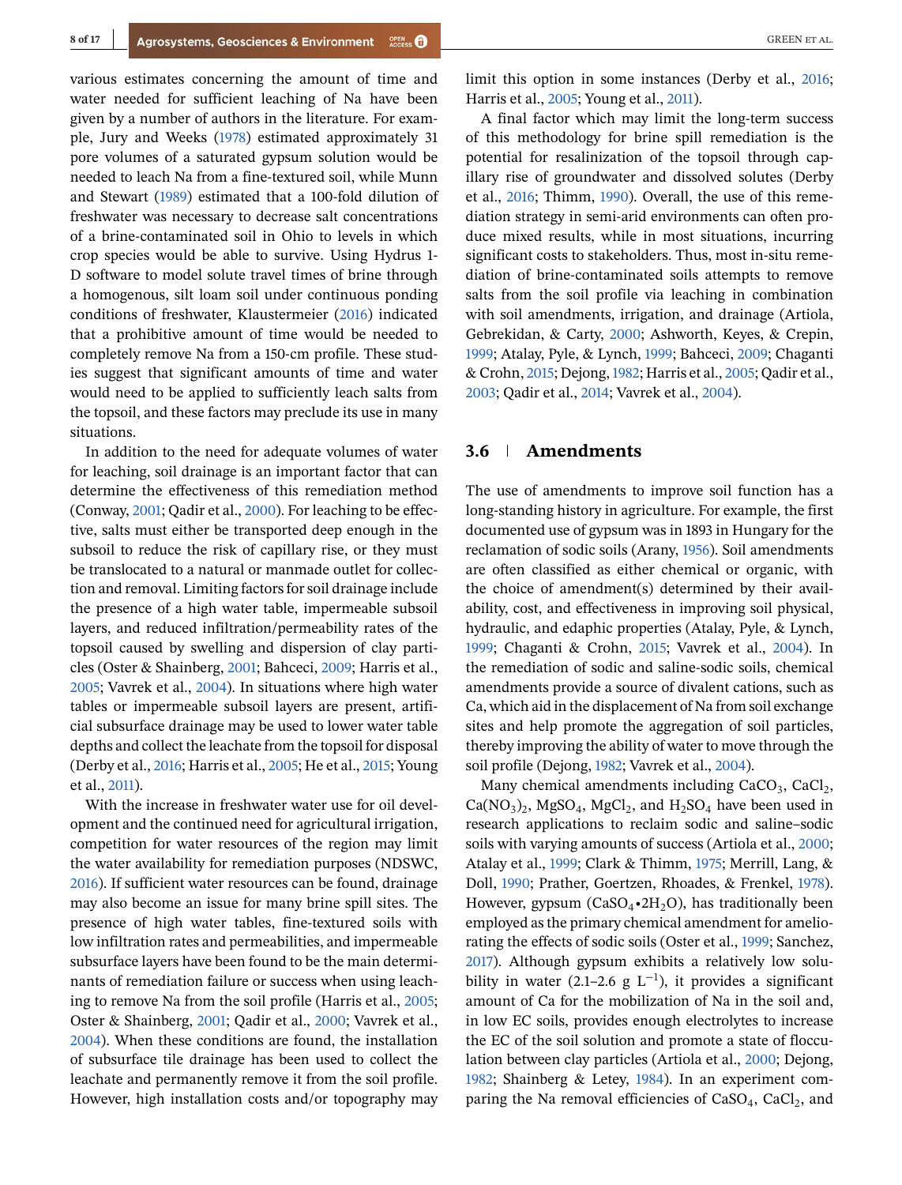various estimates concerning the amount of time and water needed for sufficient leaching of Na have been given by a number of authors in the literature. For example, Jury and Weeks (1978) estimated approximately 31 pore volumes of a saturated gypsum solution would be needed to leach Na from a fine-textured soil, while Munn and Stewart (1989) estimated that a 100-fold dilution of freshwater was necessary to decrease salt concentrations of a brine-contaminated soil in Ohio to levels in which crop species would be able to survive. Using Hydrus 1-D software to model solute travel times of brine through a homogenous, silt loam soil under continuous ponding conditions of freshwater, Klaustermeier (2016) indicated that a prohibitive amount of time would be needed to completely remove Na from a 150-cm profile. These studies suggest that significant amounts of time and water would need to be applied to sufficiently leach salts from the topsoil, and these factors may preclude its use in many situations.

In addition to the need for adequate volumes of water for leaching, soil drainage is an important factor that can determine the effectiveness of this remediation method (Conway, 2001; Qadir et al., 2000). For leaching to be effective, salts must either be transported deep enough in the subsoil to reduce the risk of capillary rise, or they must be translocated to a natural or manmade outlet for collection and removal. Limiting factors for soil drainage include the presence of a high water table, impermeable subsoil layers, and reduced infiltration/permeability rates of the topsoil caused by swelling and dispersion of clay particles (Oster & Shainberg, 2001; Bahceci, 2009; Harris et al., 2005; Vavrek et al., 2004). In situations where high water tables or impermeable subsoil layers are present, artificial subsurface drainage may be used to lower water table depths and collect the leachate from the topsoil for disposal (Derby et al., 2016; Harris et al., 2005; He et al., 2015; Young et al., 2011).

With the increase in freshwater water use for oil development and the continued need for agricultural irrigation, competition for water resources of the region may limit the water availability for remediation purposes (NDSWC, 2016). If sufficient water resources can be found, drainage may also become an issue for many brine spill sites. The presence of high water tables, fine-textured soils with low infiltration rates and permeabilities, and impermeable subsurface layers have been found to be the main determinants of remediation failure or success when using leaching to remove Na from the soil profile (Harris et al., 2005; Oster & Shainberg, 2001; Qadir et al., 2000; Vavrek et al., 2004). When these conditions are found, the installation of subsurface tile drainage has been used to collect the leachate and permanently remove it from the soil profile. However, high installation costs and/or topography may limit this option in some instances (Derby et al., 2016; Harris et al., 2005; Young et al., 2011).

A final factor which may limit the long-term success of this methodology for brine spill remediation is the potential for resalinization of the topsoil through capillary rise of groundwater and dissolved solutes (Derby et al., 2016; Thimm, 1990). Overall, the use of this remediation strategy in semi-arid environments can often produce mixed results, while in most situations, incurring significant costs to stakeholders. Thus, most in-situ remediation of brine-contaminated soils attempts to remove salts from the soil profile via leaching in combination with soil amendments, irrigation, and drainage (Artiola, Gebrekidan, & Carty, 2000; Ashworth, Keyes, & Crepin, 1999; Atalay, Pyle, & Lynch, 1999; Bahceci, 2009; Chaganti & Crohn, 2015; Dejong, 1982; Harris et al., 2005; Qadir et al., 2003; Qadir et al., 2014; Vavrek et al., 2004).

## 3.6 | Amendments

The use of amendments to improve soil function has a long-standing history in agriculture. For example, the first documented use of gypsum was in 1893 in Hungary for the reclamation of sodic soils (Arany, 1956). Soil amendments are often classified as either chemical or organic, with the choice of amendment(s) determined by their availability, cost, and effectiveness in improving soil physical, hydraulic, and edaphic properties (Atalay, Pyle, & Lynch, 1999; Chaganti & Crohn, 2015; Vavrek et al., 2004). In the remediation of sodic and saline-sodic soils, chemical amendments provide a source of divalent cations, such as Ca, which aid in the displacement of Na from soil exchange sites and help promote the aggregation of soil particles, thereby improving the ability of water to move through the soil profile (Dejong, 1982; Vavrek et al., 2004).

Many chemical amendments including $CaCO_3$, $CaCl_2$, $Ca(NO_3)_2$, $MgSO_4$, $MgCl_2$, and $H_2SO_4$ have been used in research applications to reclaim sodic and saline–sodic soils with varying amounts of success (Artiola et al., 2000; Atalay et al., 1999; Clark & Thimm, 1975; Merrill, Lang, & Doll, 1990; Prather, Goertzen, Rhoades, & Frenkel, 1978). However, gypsum ($CaSO_4 \cdot 2H_2O$), has traditionally been employed as the primary chemical amendment for ameliorating the effects of sodic soils (Oster et al., 1999; Sanchez, 2017). Although gypsum exhibits a relatively low solubility in water (2.1–2.6 g $L^{-1}$), it provides a significant amount of Ca for the mobilization of Na in the soil and, in low EC soils, provides enough electrolytes to increase the EC of the soil solution and promote a state of flocculation between clay particles (Artiola et al., 2000; Dejong, 1982; Shainberg & Letey, 1984). In an experiment comparing the Na removal efficiencies of $CaSO_4$, $CaCl_2$, and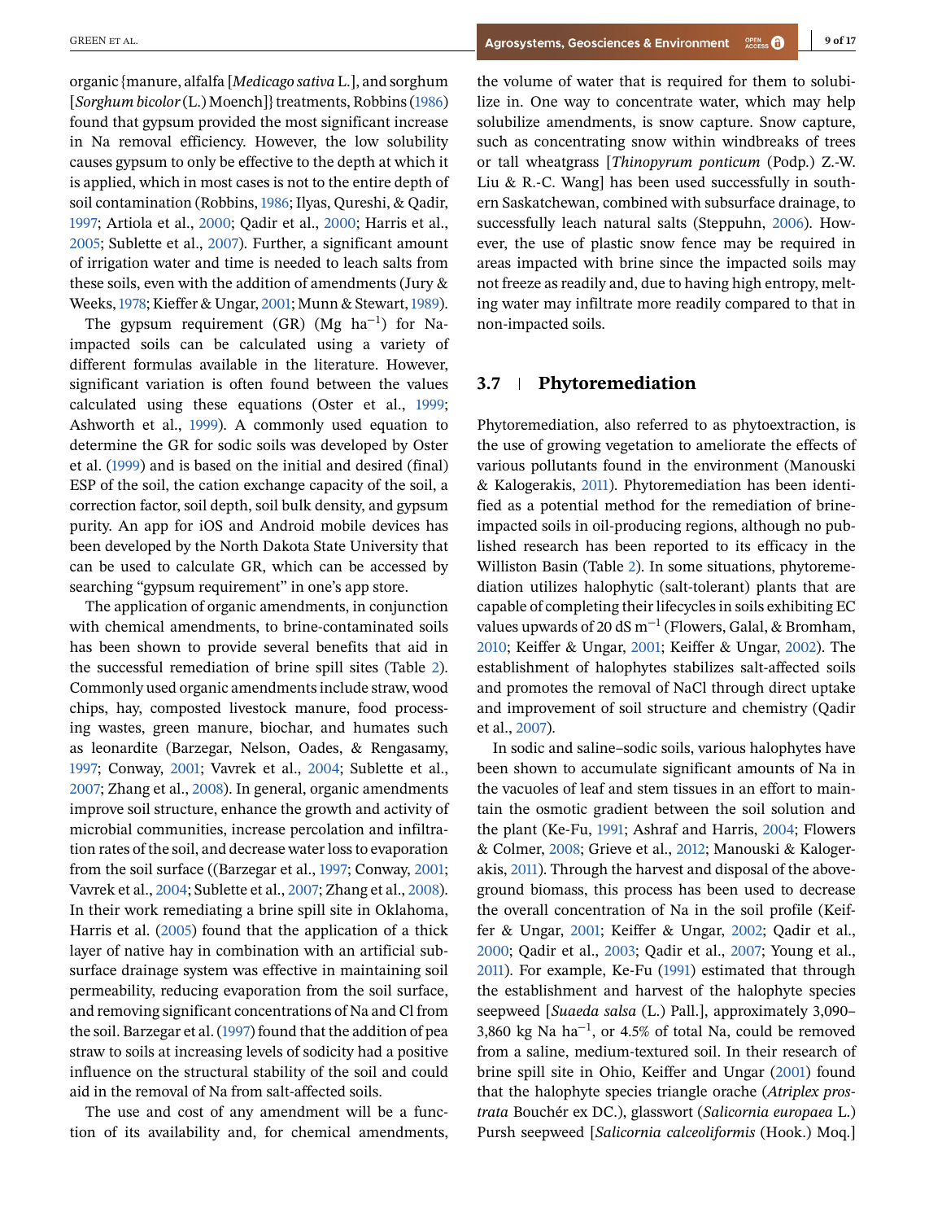organic {manure, alfalfa [*Medicago sativa* L.], and sorghum [*Sorghum bicolor* (L.) Moench]} treatments, Robbins (1986) found that gypsum provided the most significant increase in Na removal efficiency. However, the low solubility causes gypsum to only be effective to the depth at which it is applied, which in most cases is not to the entire depth of soil contamination (Robbins, 1986; Ilyas, Qureshi, & Qadir, 1997; Artiola et al., 2000; Qadir et al., 2000; Harris et al., 2005; Sublette et al., 2007). Further, a significant amount of irrigation water and time is needed to leach salts from these soils, even with the addition of amendments (Jury & Weeks, 1978; Kieffer & Ungar, 2001; Munn & Stewart, 1989).

The gypsum requirement (GR) (Mg $ha^{-1}$) for Na-impacted soils can be calculated using a variety of different formulas available in the literature. However, significant variation is often found between the values calculated using these equations (Oster et al., 1999; Ashworth et al., 1999). A commonly used equation to determine the GR for sodic soils was developed by Oster et al. (1999) and is based on the initial and desired (final) ESP of the soil, the cation exchange capacity of the soil, a correction factor, soil depth, soil bulk density, and gypsum purity. An app for iOS and Android mobile devices has been developed by the North Dakota State University that can be used to calculate GR, which can be accessed by searching "gypsum requirement" in one's app store.

The application of organic amendments, in conjunction with chemical amendments, to brine-contaminated soils has been shown to provide several benefits that aid in the successful remediation of brine spill sites (Table 2). Commonly used organic amendments include straw, wood chips, hay, composted livestock manure, food processing wastes, green manure, biochar, and humates such as leonardite (Barzegar, Nelson, Oades, & Rengasamy, 1997; Conway, 2001; Vavrek et al., 2004; Sublette et al., 2007; Zhang et al., 2008). In general, organic amendments improve soil structure, enhance the growth and activity of microbial communities, increase percolation and infiltration rates of the soil, and decrease water loss to evaporation from the soil surface ((Barzegar et al., 1997; Conway, 2001; Vavrek et al., 2004; Sublette et al., 2007; Zhang et al., 2008). In their work remediating a brine spill site in Oklahoma, Harris et al. (2005) found that the application of a thick layer of native hay in combination with an artificial subsurface drainage system was effective in maintaining soil permeability, reducing evaporation from the soil surface, and removing significant concentrations of Na and Cl from the soil. Barzegar et al. (1997) found that the addition of pea straw to soils at increasing levels of sodicity had a positive influence on the structural stability of the soil and could aid in the removal of Na from salt-affected soils.

The use and cost of any amendment will be a function of its availability and, for chemical amendments, the volume of water that is required for them to solubilize in. One way to concentrate water, which may help solubilize amendments, is snow capture. Snow capture, such as concentrating snow within windbreaks of trees or tall wheatgrass [*Thinopyrum ponticum* (Podp.) Z.-W. Liu & R.-C. Wang] has been used successfully in southern Saskatchewan, combined with subsurface drainage, to successfully leach natural salts (Steppuhn, 2006). However, the use of plastic snow fence may be required in areas impacted with brine since the impacted soils may not freeze as readily and, due to having high entropy, melting water may infiltrate more readily compared to that in non-impacted soils.

## 3.7 | Phytoremediation

Phytoremediation, also referred to as phytoextraction, is the use of growing vegetation to ameliorate the effects of various pollutants found in the environment (Manouski & Kalogerakis, 2011). Phytoremediation has been identified as a potential method for the remediation of brine-impacted soils in oil-producing regions, although no published research has been reported to its efficacy in the Williston Basin (Table 2). In some situations, phytoremediation utilizes halophytic (salt-tolerant) plants that are capable of completing their lifecycles in soils exhibiting EC values upwards of 20 dS $m^{-1}$ (Flowers, Galal, & Bromham, 2010; Keiffer & Ungar, 2001; Keiffer & Ungar, 2002). The establishment of halophytes stabilizes salt-affected soils and promotes the removal of NaCl through direct uptake and improvement of soil structure and chemistry (Qadir et al., 2007).

In sodic and saline–sodic soils, various halophytes have been shown to accumulate significant amounts of Na in the vacuoles of leaf and stem tissues in an effort to maintain the osmotic gradient between the soil solution and the plant (Ke-Fu, 1991; Ashraf and Harris, 2004; Flowers & Colmer, 2008; Grieve et al., 2012; Manouski & Kalogerakis, 2011). Through the harvest and disposal of the aboveground biomass, this process has been used to decrease the overall concentration of Na in the soil profile (Keiffer & Ungar, 2001; Keiffer & Ungar, 2002; Qadir et al., 2000; Qadir et al., 2003; Qadir et al., 2007; Young et al., 2011). For example, Ke-Fu (1991) estimated that through the establishment and harvest of the halophyte species seepweed [*Suaeda salsa* (L.) Pall.], approximately 3,090–3,860 kg Na $ha^{-1}$, or 4.5% of total Na, could be removed from a saline, medium-textured soil. In their research of brine spill site in Ohio, Keiffer and Ungar (2001) found that the halophyte species triangle orache (*Atriplex prostrata* Bouchér ex DC.), glasswort (*Salicornia europaea* L.) Pursh seepweed [*Salicornia calceoliformis* (Hook.) Moq.]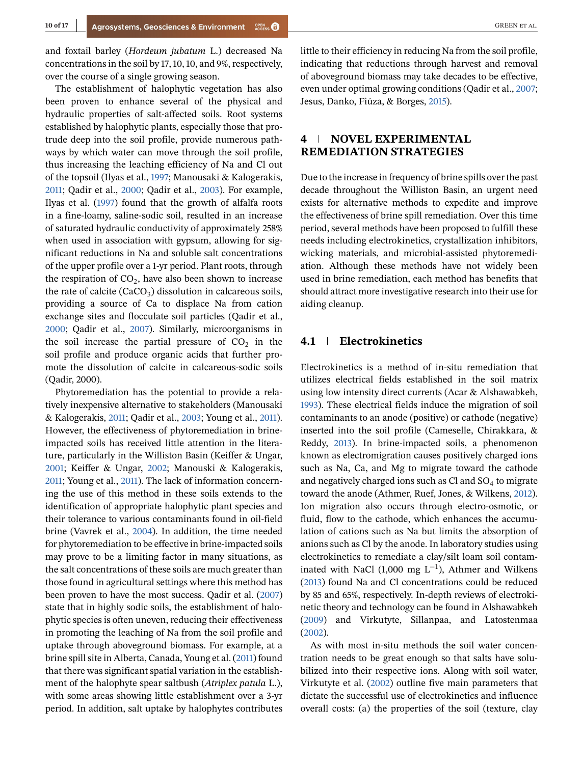and foxtail barley (*Hordeum jubatum* L.) decreased Na concentrations in the soil by 17, 10, 10, and 9%, respectively, over the course of a single growing season.

The establishment of halophytic vegetation has also been proven to enhance several of the physical and hydraulic properties of salt-affected soils. Root systems established by halophytic plants, especially those that protrude deep into the soil profile, provide numerous pathways by which water can move through the soil profile, thus increasing the leaching efficiency of Na and Cl out of the topsoil (Ilyas et al., 1997; Manousaki & Kalogerakis, 2011; Qadir et al., 2000; Qadir et al., 2003). For example, Ilyas et al. (1997) found that the growth of alfalfa roots in a fine-loamy, saline-sodic soil, resulted in an increase of saturated hydraulic conductivity of approximately 258% when used in association with gypsum, allowing for significant reductions in Na and soluble salt concentrations of the upper profile over a 1-yr period. Plant roots, through the respiration of $CO_2$, have also been shown to increase the rate of calcite ($CaCO_3$) dissolution in calcareous soils, providing a source of Ca to displace Na from cation exchange sites and flocculate soil particles (Qadir et al., 2000; Qadir et al., 2007). Similarly, microorganisms in the soil increase the partial pressure of $CO_2$ in the soil profile and produce organic acids that further promote the dissolution of calcite in calcareous-sodic soils (Qadir, 2000).

Phytoremediation has the potential to provide a relatively inexpensive alternative to stakeholders (Manousaki & Kalogerakis, 2011; Qadir et al., 2003; Young et al., 2011). However, the effectiveness of phytoremediation in brine-impacted soils has received little attention in the literature, particularly in the Williston Basin (Keiffer & Ungar, 2001; Keiffer & Ungar, 2002; Manouski & Kalogerakis, 2011; Young et al., 2011). The lack of information concerning the use of this method in these soils extends to the identification of appropriate halophytic plant species and their tolerance to various contaminants found in oil-field brine (Vavrek et al., 2004). In addition, the time needed for phytoremediation to be effective in brine-impacted soils may prove to be a limiting factor in many situations, as the salt concentrations of these soils are much greater than those found in agricultural settings where this method has been proven to have the most success. Qadir et al. (2007) state that in highly sodic soils, the establishment of halophytic species is often uneven, reducing their effectiveness in promoting the leaching of Na from the soil profile and uptake through aboveground biomass. For example, at a brine spill site in Alberta, Canada, Young et al. (2011) found that there was significant spatial variation in the establishment of the halophyte spear saltbush (*Atriplex patula* L.), with some areas showing little establishment over a 3-yr period. In addition, salt uptake by halophytes contributes little to their efficiency in reducing Na from the soil profile, indicating that reductions through harvest and removal of aboveground biomass may take decades to be effective, even under optimal growing conditions (Qadir et al., 2007; Jesus, Danko, Fiúza, & Borges, 2015).

## 4 | NOVEL EXPERIMENTAL REMEDIATION STRATEGIES

Due to the increase in frequency of brine spills over the past decade throughout the Williston Basin, an urgent need exists for alternative methods to expedite and improve the effectiveness of brine spill remediation. Over this time period, several methods have been proposed to fulfill these needs including electrokinetics, crystallization inhibitors, wicking materials, and microbial-assisted phytoremediation. Although these methods have not widely been used in brine remediation, each method has benefits that should attract more investigative research into their use for aiding cleanup.

### 4.1 | Electrokinetics

Electrokinetics is a method of in-situ remediation that utilizes electrical fields established in the soil matrix using low intensity direct currents (Acar & Alshawabkeh, 1993). These electrical fields induce the migration of soil contaminants to an anode (positive) or cathode (negative) inserted into the soil profile (Cameselle, Chirakkara, & Reddy, 2013). In brine-impacted soils, a phenomenon known as electromigration causes positively charged ions such as Na, Ca, and Mg to migrate toward the cathode and negatively charged ions such as Cl and $SO_4$ to migrate toward the anode (Athmer, Ruef, Jones, & Wilkens, 2012). Ion migration also occurs through electro-osmotic, or fluid, flow to the cathode, which enhances the accumulation of cations such as Na but limits the absorption of anions such as Cl by the anode. In laboratory studies using electrokinetics to remediate a clay/silt loam soil contaminated with NaCl (1,000 mg $L^{-1}$), Athmer and Wilkens (2013) found Na and Cl concentrations could be reduced by 85 and 65%, respectively. In-depth reviews of electrokinetic theory and technology can be found in Alshawabkeh (2009) and Virkutyte, Sillanpaa, and Latostenmaa (2002).

As with most in-situ methods the soil water concentration needs to be great enough so that salts have solubilized into their respective ions. Along with soil water, Virkutyte et al. (2002) outline five main parameters that dictate the successful use of electrokinetics and influence overall costs: (a) the properties of the soil (texture, clay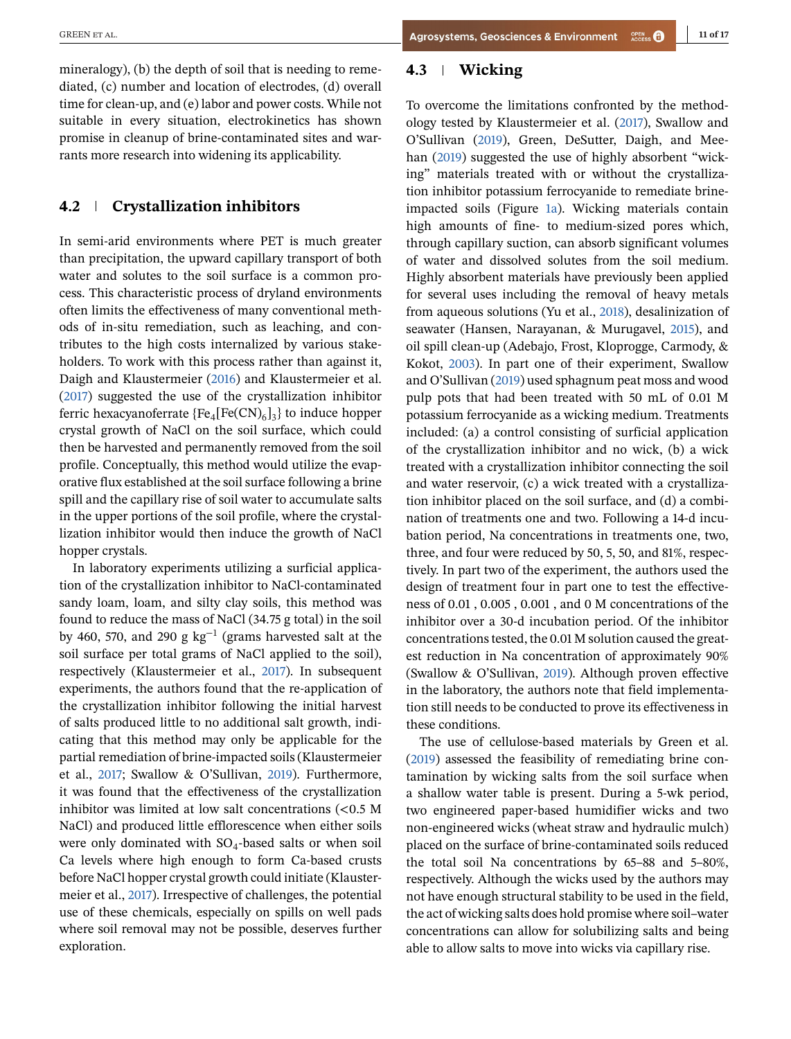mineralogy), (b) the depth of soil that is needing to remediated, (c) number and location of electrodes, (d) overall time for clean-up, and (e) labor and power costs. While not suitable in every situation, electrokinetics has shown promise in cleanup of brine-contaminated sites and warrants more research into widening its applicability.

## 4.2 | Crystallization inhibitors

In semi-arid environments where PET is much greater than precipitation, the upward capillary transport of both water and solutes to the soil surface is a common process. This characteristic process of dryland environments often limits the effectiveness of many conventional methods of in-situ remediation, such as leaching, and contributes to the high costs internalized by various stakeholders. To work with this process rather than against it, Daigh and Klaustermeier (2016) and Klaustermeier et al. (2017) suggested the use of the crystallization inhibitor ferric hexacyanoferrate $\{Fe_4[Fe(CN)_6]_3\}$ to induce hopper crystal growth of NaCl on the soil surface, which could then be harvested and permanently removed from the soil profile. Conceptually, this method would utilize the evaporative flux established at the soil surface following a brine spill and the capillary rise of soil water to accumulate salts in the upper portions of the soil profile, where the crystallization inhibitor would then induce the growth of NaCl hopper crystals.

In laboratory experiments utilizing a surficial application of the crystallization inhibitor to NaCl-contaminated sandy loam, loam, and silty clay soils, this method was found to reduce the mass of NaCl (34.75 g total) in the soil by 460, 570, and 290 g $kg^{-1}$ (grams harvested salt at the soil surface per total grams of NaCl applied to the soil), respectively (Klaustermeier et al., 2017). In subsequent experiments, the authors found that the re-application of the crystallization inhibitor following the initial harvest of salts produced little to no additional salt growth, indicating that this method may only be applicable for the partial remediation of brine-impacted soils (Klaustermeier et al., 2017; Swallow & O'Sullivan, 2019). Furthermore, it was found that the effectiveness of the crystallization inhibitor was limited at low salt concentrations (<0.5 M NaCl) and produced little efflorescence when either soils were only dominated with $SO_4$-based salts or when soil Ca levels where high enough to form Ca-based crusts before NaCl hopper crystal growth could initiate (Klaustermeier et al., 2017). Irrespective of challenges, the potential use of these chemicals, especially on spills on well pads where soil removal may not be possible, deserves further exploration.

## 4.3 | Wicking

To overcome the limitations confronted by the methodology tested by Klaustermeier et al. (2017), Swallow and O'Sullivan (2019), Green, DeSutter, Daigh, and Meehan (2019) suggested the use of highly absorbent "wicking" materials treated with or without the crystallization inhibitor potassium ferrocyanide to remediate brine-impacted soils (Figure 1a). Wicking materials contain high amounts of fine- to medium-sized pores which, through capillary suction, can absorb significant volumes of water and dissolved solutes from the soil medium. Highly absorbent materials have previously been applied for several uses including the removal of heavy metals from aqueous solutions (Yu et al., 2018), desalinization of seawater (Hansen, Narayanan, & Murugavel, 2015), and oil spill clean-up (Adebajo, Frost, Kloprogge, Carmody, & Kokot, 2003). In part one of their experiment, Swallow and O'Sullivan (2019) used sphagnum peat moss and wood pulp pots that had been treated with 50 mL of 0.01 M potassium ferrocyanide as a wicking medium. Treatments included: (a) a control consisting of surficial application of the crystallization inhibitor and no wick, (b) a wick treated with a crystallization inhibitor connecting the soil and water reservoir, (c) a wick treated with a crystallization inhibitor placed on the soil surface, and (d) a combination of treatments one and two. Following a 14-d incubation period, Na concentrations in treatments one, two, three, and four were reduced by 50, 5, 50, and 81%, respectively. In part two of the experiment, the authors used the design of treatment four in part one to test the effectiveness of 0.01 , 0.005 , 0.001 , and 0 M concentrations of the inhibitor over a 30-d incubation period. Of the inhibitor concentrations tested, the 0.01 M solution caused the greatest reduction in Na concentration of approximately 90% (Swallow & O'Sullivan, 2019). Although proven effective in the laboratory, the authors note that field implementation still needs to be conducted to prove its effectiveness in these conditions.

The use of cellulose-based materials by Green et al. (2019) assessed the feasibility of remediating brine contamination by wicking salts from the soil surface when a shallow water table is present. During a 5-wk period, two engineered paper-based humidifier wicks and two non-engineered wicks (wheat straw and hydraulic mulch) placed on the surface of brine-contaminated soils reduced the total soil Na concentrations by 65–88 and 5–80%, respectively. Although the wicks used by the authors may not have enough structural stability to be used in the field, the act of wicking salts does hold promise where soil–water concentrations can allow for solubilizing salts and being able to allow salts to move into wicks via capillary rise.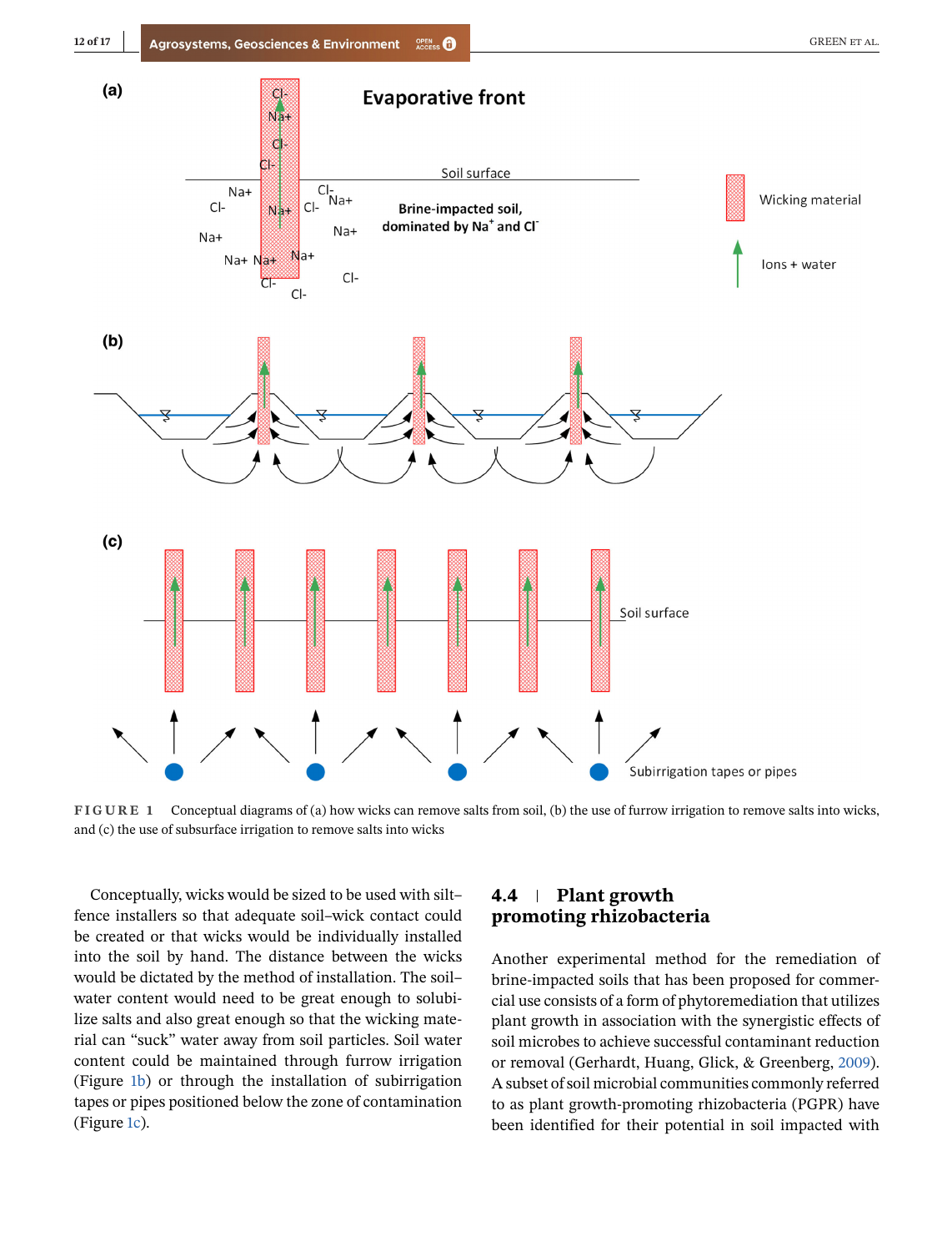**FIGURE 1** Conceptual diagrams of (a) how wicks can remove salts from soil, (b) the use of furrow irrigation to remove salts into wicks, and (c) the use of subsurface irrigation to remove salts into wicks

Conceptually, wicks would be sized to be used with silt–fence installers so that adequate soil–wick contact could be created or that wicks would be individually installed into the soil by hand. The distance between the wicks would be dictated by the method of installation. The soil–water content would need to be great enough to solubilize salts and also great enough so that the wicking material can "suck" water away from soil particles. Soil water content could be maintained through furrow irrigation (Figure 1b) or through the installation of subirrigation tapes or pipes positioned below the zone of contamination (Figure 1c).

### 4.4 | Plant growth promoting rhizobacteria

Another experimental method for the remediation of brine-impacted soils that has been proposed for commercial use consists of a form of phytoremediation that utilizes plant growth in association with the synergistic effects of soil microbes to achieve successful contaminant reduction or removal (Gerhardt, Huang, Glick, & Greenberg, 2009). A subset of soil microbial communities commonly referred to as plant growth-promoting rhizobacteria (PGPR) have been identified for their potential in soil impacted with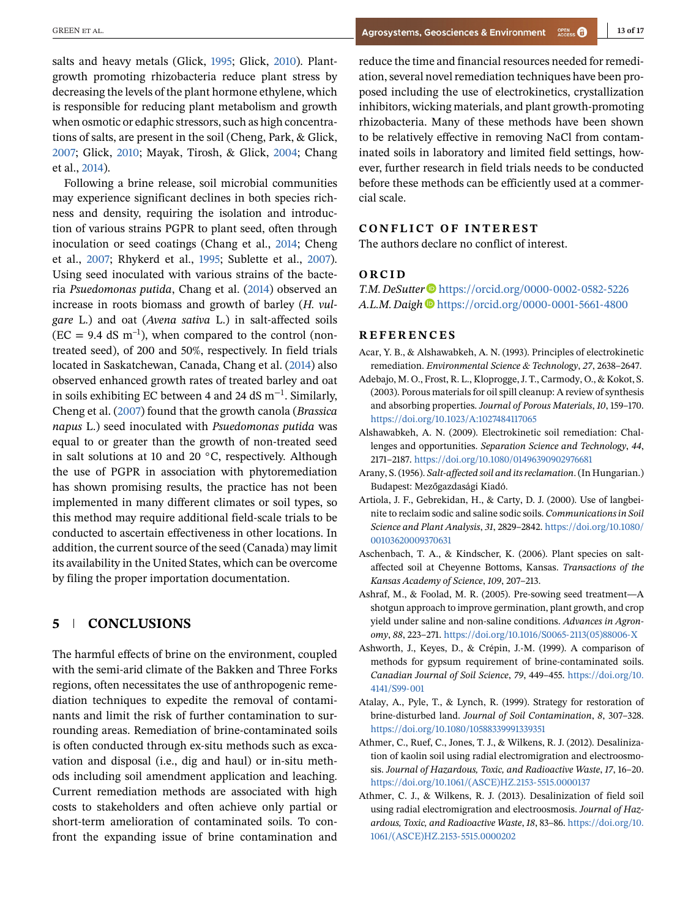salts and heavy metals (Glick, 1995; Glick, 2010). Plant-growth promoting rhizobacteria reduce plant stress by decreasing the levels of the plant hormone ethylene, which is responsible for reducing plant metabolism and growth when osmotic or edaphic stressors, such as high concentrations of salts, are present in the soil (Cheng, Park, & Glick, 2007; Glick, 2010; Mayak, Tirosh, & Glick, 2004; Chang et al., 2014).

Following a brine release, soil microbial communities may experience significant declines in both species richness and density, requiring the isolation and introduction of various strains PGPR to plant seed, often through inoculation or seed coatings (Chang et al., 2014; Cheng et al., 2007; Rhykerd et al., 1995; Sublette et al., 2007). Using seed inoculated with various strains of the bacteria *Psuedomonas putida*, Chang et al. (2014) observed an increase in roots biomass and growth of barley (*H. vulgare* L.) and oat (*Avena sativa* L.) in salt-affected soils (EC = 9.4 dS $m^{-1}$), when compared to the control (non-treated seed), of 200 and 50%, respectively. In field trials located in Saskatchewan, Canada, Chang et al. (2014) also observed enhanced growth rates of treated barley and oat in soils exhibiting EC between 4 and 24 dS $m^{-1}$. Similarly, Cheng et al. (2007) found that the growth canola (*Brassica napus* L.) seed inoculated with *Psuedomonas putida* was equal to or greater than the growth of non-treated seed in salt solutions at 10 and 20 °C, respectively. Although the use of PGPR in association with phytoremediation has shown promising results, the practice has not been implemented in many different climates or soil types, so this method may require additional field-scale trials to be conducted to ascertain effectiveness in other locations. In addition, the current source of the seed (Canada) may limit its availability in the United States, which can be overcome by filing the proper importation documentation.

## 5 | CONCLUSIONS

The harmful effects of brine on the environment, coupled with the semi-arid climate of the Bakken and Three Forks regions, often necessitates the use of anthropogenic remediation techniques to expedite the removal of contaminants and limit the risk of further contamination to surrounding areas. Remediation of brine-contaminated soils is often conducted through ex-situ methods such as excavation and disposal (i.e., dig and haul) or in-situ methods including soil amendment application and leaching. Current remediation methods are associated with high costs to stakeholders and often achieve only partial or short-term amelioration of contaminated soils. To confront the expanding issue of brine contamination and reduce the time and financial resources needed for remediation, several novel remediation techniques have been proposed including the use of electrokinetics, crystallization inhibitors, wicking materials, and plant growth-promoting rhizobacteria. Many of these methods have been shown to be relatively effective in removing NaCl from contaminated soils in laboratory and limited field settings, however, further research in field trials needs to be conducted before these methods can be efficiently used at a commercial scale.

## CONFLICT OF INTEREST

The authors declare no conflict of interest.

## ORCID

*T.M. DeSutter* https://orcid.org/0000-0002-0582-5226
*A.L.M. Daigh* https://orcid.org/0000-0001-5661-4800

## REFERENCES

Acar, Y. B., & Alshawabkeh, A. N. (1993). Principles of electrokinetic remediation. *Environmental Science & Technology*, *27*, 2638–2647.

Adebajo, M. O., Frost, R. L., Kloprogge, J. T., Carmody, O., & Kokot, S. (2003). Porous materials for oil spill cleanup: A review of synthesis and absorbing properties. *Journal of Porous Materials*, *10*, 159–170. https://doi.org/10.1023/A:1027484117065

Alshawabkeh, A. N. (2009). Electrokinetic soil remediation: Challenges and opportunities. *Separation Science and Technology*, *44*, 2171–2187. https://doi.org/10.1080/01496390902976681

Arany, S. (1956). *Salt-affected soil and its reclamation*. (In Hungarian.) Budapest: Mezőgazdasági Kiadó.

Artiola, J. F., Gebrekidan, H., & Carty, D. J. (2000). Use of langbeinite to reclaim sodic and saline sodic soils. *Communications in Soil Science and Plant Analysis*, *31*, 2829–2842. https://doi.org/10.1080/00103620009370631

Aschenbach, T. A., & Kindscher, K. (2006). Plant species on salt-affected soil at Cheyenne Bottoms, Kansas. *Transactions of the Kansas Academy of Science*, *109*, 207–213.

Ashraf, M., & Foolad, M. R. (2005). Pre-sowing seed treatment—A shotgun approach to improve germination, plant growth, and crop yield under saline and non-saline conditions. *Advances in Agronomy*, *88*, 223–271. https://doi.org/10.1016/S0065-2113(05)88006-X

Ashworth, J., Keyes, D., & Crépin, J.-M. (1999). A comparison of methods for gypsum requirement of brine-contaminated soils. *Canadian Journal of Soil Science*, *79*, 449–455. https://doi.org/10.4141/S99-001

Atalay, A., Pyle, T., & Lynch, R. (1999). Strategy for restoration of brine-disturbed land. *Journal of Soil Contamination*, *8*, 307–328. https://doi.org/10.1080/10588339991339351

Athmer, C., Ruef, C., Jones, T. J., & Wilkens, R. J. (2012). Desalinization of kaolin soil using radial electromigration and electroosmosis. *Journal of Hazardous, Toxic, and Radioactive Waste*, *17*, 16–20. https://doi.org/10.1061/(ASCE)HZ.2153-5515.0000137

Athmer, C. J., & Wilkens, R. J. (2013). Desalinization of field soil using radial electromigration and electroosmosis. *Journal of Hazardous, Toxic, and Radioactive Waste*, *18*, 83–86. https://doi.org/10.1061/(ASCE)HZ.2153-5515.0000202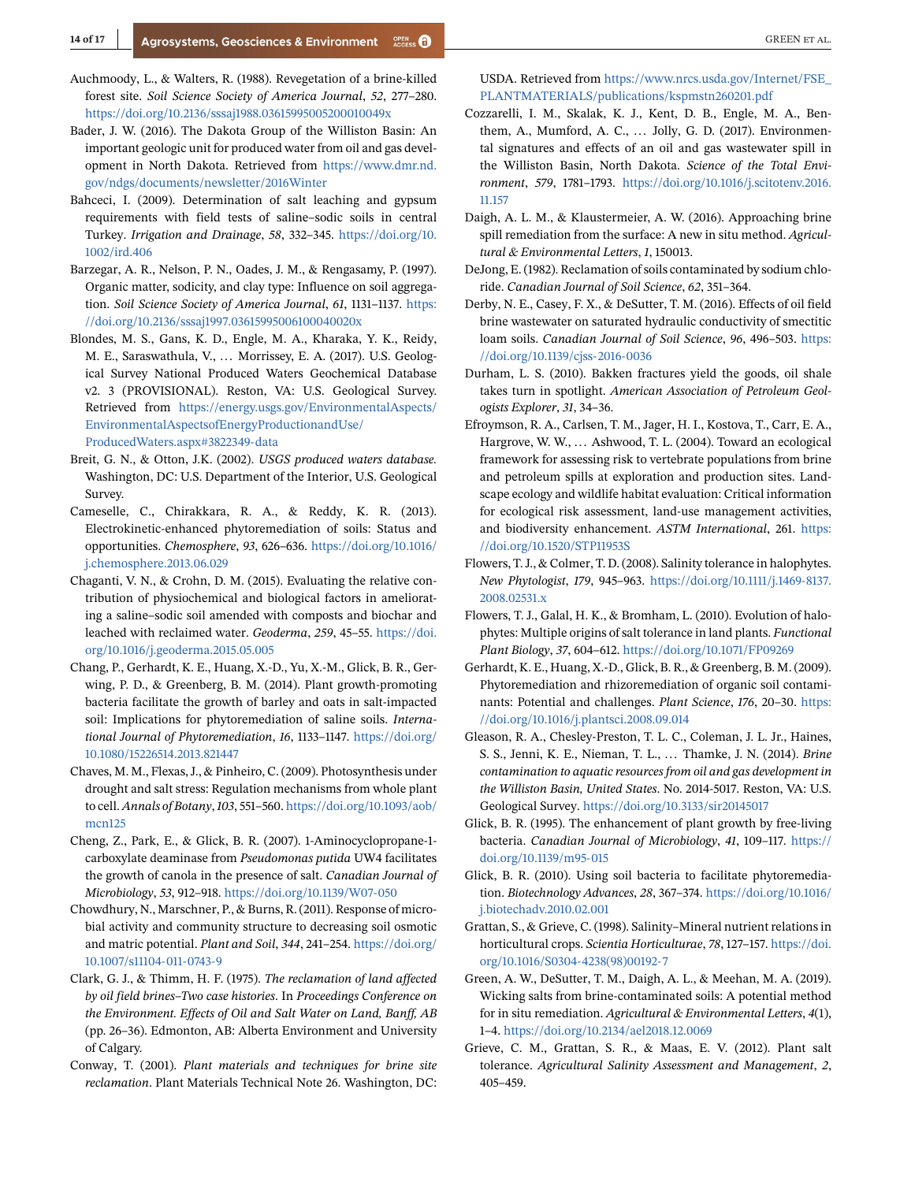Auchmoody, L., & Walters, R. (1988). Revegetation of a brine-killed forest site. *Soil Science Society of America Journal*, *52*, 277–280. https://doi.org/10.2136/sssaj1988.03615995005200010049x

Bader, J. W. (2016). The Dakota Group of the Williston Basin: An important geologic unit for produced water from oil and gas development in North Dakota. Retrieved from https://www.dmr.nd.gov/ndgs/documents/newsletter/2016Winter

Bahceci, I. (2009). Determination of salt leaching and gypsum requirements with field tests of saline–sodic soils in central Turkey. *Irrigation and Drainage*, *58*, 332–345. https://doi.org/10.1002/ird.406

Barzegar, A. R., Nelson, P. N., Oades, J. M., & Rengasamy, P. (1997). Organic matter, sodicity, and clay type: Influence on soil aggregation. *Soil Science Society of America Journal*, *61*, 1131–1137. https://doi.org/10.2136/sssaj1997.03615995006100040020x

Blondes, M. S., Gans, K. D., Engle, M. A., Kharaka, Y. K., Reidy, M. E., Saraswathula, V., … Morrissey, E. A. (2017). U.S. Geological Survey National Produced Waters Geochemical Database v2. 3 (PROVISIONAL). Reston, VA: U.S. Geological Survey. Retrieved from https://energy.usgs.gov/EnvironmentalAspects/EnvironmentalAspectsofEnergyProductionandUse/ProducedWaters.aspx#3822349-data

Breit, G. N., & Otton, J.K. (2002). *USGS produced waters database.* Washington, DC: U.S. Department of the Interior, U.S. Geological Survey.

Cameselle, C., Chirakkara, R. A., & Reddy, K. R. (2013). Electrokinetic-enhanced phytoremediation of soils: Status and opportunities. *Chemosphere*, *93*, 626–636. https://doi.org/10.1016/j.chemosphere.2013.06.029

Chaganti, V. N., & Crohn, D. M. (2015). Evaluating the relative contribution of physiochemical and biological factors in ameliorating a saline–sodic soil amended with composts and biochar and leached with reclaimed water. *Geoderma*, *259*, 45–55. https://doi.org/10.1016/j.geoderma.2015.05.005

Chang, P., Gerhardt, K. E., Huang, X.-D., Yu, X.-M., Glick, B. R., Gerwing, P. D., & Greenberg, B. M. (2014). Plant growth-promoting bacteria facilitate the growth of barley and oats in salt-impacted soil: Implications for phytoremediation of saline soils. *International Journal of Phytoremediation*, *16*, 1133–1147. https://doi.org/10.1080/15226514.2013.821447

Chaves, M. M., Flexas, J., & Pinheiro, C. (2009). Photosynthesis under drought and salt stress: Regulation mechanisms from whole plant to cell. *Annals of Botany*, *103*, 551–560. https://doi.org/10.1093/aob/mcn125

Cheng, Z., Park, E., & Glick, B. R. (2007). 1-Aminocyclopropane-1-carboxylate deaminase from *Pseudomonas putida* UW4 facilitates the growth of canola in the presence of salt. *Canadian Journal of Microbiology*, *53*, 912–918. https://doi.org/10.1139/W07-050

Chowdhury, N., Marschner, P., & Burns, R. (2011). Response of microbial activity and community structure to decreasing soil osmotic and matric potential. *Plant and Soil*, *344*, 241–254. https://doi.org/10.1007/s11104-011-0743-9

Clark, G. J., & Thimm, H. F. (1975). *The reclamation of land affected by oil field brines–Two case histories*. In *Proceedings Conference on the Environment. Effects of Oil and Salt Water on Land, Banff, AB* (pp. 26–36). Edmonton, AB: Alberta Environment and University of Calgary.

Conway, T. (2001). *Plant materials and techniques for brine site reclamation*. Plant Materials Technical Note 26. Washington, DC: USDA. Retrieved from https://www.nrcs.usda.gov/Internet/FSE_PLANTMATERIALS/publications/kspmstn260201.pdf

Cozzarelli, I. M., Skalak, K. J., Kent, D. B., Engle, M. A., Benthem, A., Mumford, A. C., … Jolly, G. D. (2017). Environmental signatures and effects of an oil and gas wastewater spill in the Williston Basin, North Dakota. *Science of the Total Environment*, *579*, 1781–1793. https://doi.org/10.1016/j.scitotenv.2016.11.157

Daigh, A. L. M., & Klaustermeier, A. W. (2016). Approaching brine spill remediation from the surface: A new in situ method. *Agricultural & Environmental Letters*, *1*, 150013.

DeJong, E. (1982). Reclamation of soils contaminated by sodium chloride. *Canadian Journal of Soil Science*, *62*, 351–364.

Derby, N. E., Casey, F. X., & DeSutter, T. M. (2016). Effects of oil field brine wastewater on saturated hydraulic conductivity of smectitic loam soils. *Canadian Journal of Soil Science*, *96*, 496–503. https://doi.org/10.1139/cjss-2016-0036

Durham, L. S. (2010). Bakken fractures yield the goods, oil shale takes turn in spotlight. *American Association of Petroleum Geologists Explorer*, *31*, 34–36.

Efroymson, R. A., Carlsen, T. M., Jager, H. I., Kostova, T., Carr, E. A., Hargrove, W. W., … Ashwood, T. L. (2004). Toward an ecological framework for assessing risk to vertebrate populations from brine and petroleum spills at exploration and production sites. Landscape ecology and wildlife habitat evaluation: Critical information for ecological risk assessment, land-use management activities, and biodiversity enhancement. *ASTM International*, 261. https://doi.org/10.1520/STP11953S

Flowers, T. J., & Colmer, T. D. (2008). Salinity tolerance in halophytes. *New Phytologist*, *179*, 945–963. https://doi.org/10.1111/j.1469-8137.2008.02531.x

Flowers, T. J., Galal, H. K., & Bromham, L. (2010). Evolution of halophytes: Multiple origins of salt tolerance in land plants. *Functional Plant Biology*, *37*, 604–612. https://doi.org/10.1071/FP09269

Gerhardt, K. E., Huang, X.-D., Glick, B. R., & Greenberg, B. M. (2009). Phytoremediation and rhizoremediation of organic soil contaminants: Potential and challenges. *Plant Science*, *176*, 20–30. https://doi.org/10.1016/j.plantsci.2008.09.014

Gleason, R. A., Chesley-Preston, T. L. C., Coleman, J. L. Jr., Haines, S. S., Jenni, K. E., Nieman, T. L., … Thamke, J. N. (2014). *Brine contamination to aquatic resources from oil and gas development in the Williston Basin, United States*. No. 2014-5017. Reston, VA: U.S. Geological Survey. https://doi.org/10.3133/sir20145017

Glick, B. R. (1995). The enhancement of plant growth by free-living bacteria. *Canadian Journal of Microbiology*, *41*, 109–117. https://doi.org/10.1139/m95-015

Glick, B. R. (2010). Using soil bacteria to facilitate phytoremediation. *Biotechnology Advances*, *28*, 367–374. https://doi.org/10.1016/j.biotechadv.2010.02.001

Grattan, S., & Grieve, C. (1998). Salinity–Mineral nutrient relations in horticultural crops. *Scientia Horticulturae*, *78*, 127–157. https://doi.org/10.1016/S0304-4238(98)00192-7

Green, A. W., DeSutter, T. M., Daigh, A. L., & Meehan, M. A. (2019). Wicking salts from brine-contaminated soils: A potential method for in situ remediation. *Agricultural & Environmental Letters*, *4*(1), 1–4. https://doi.org/10.2134/ael2018.12.0069

Grieve, C. M., Grattan, S. R., & Maas, E. V. (2012). Plant salt tolerance. *Agricultural Salinity Assessment and Management*, *2*, 405–459.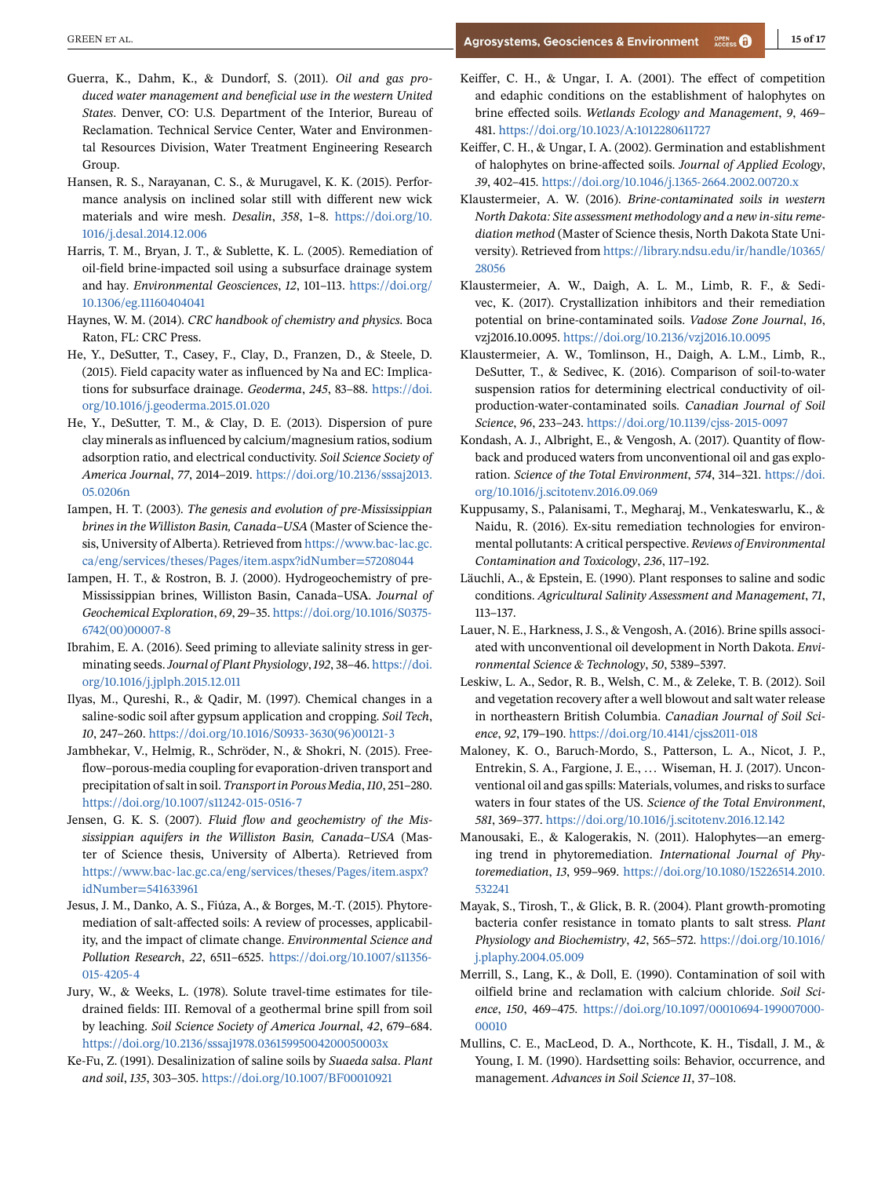Guerra, K., Dahm, K., & Dundorf, S. (2011). *Oil and gas produced water management and beneficial use in the western United States*. Denver, CO: U.S. Department of the Interior, Bureau of Reclamation. Technical Service Center, Water and Environmental Resources Division, Water Treatment Engineering Research Group.

Hansen, R. S., Narayanan, C. S., & Murugavel, K. K. (2015). Performance analysis on inclined solar still with different new wick materials and wire mesh. *Desalin*, *358*, 1–8. https://doi.org/10.1016/j.desal.2014.12.006

Harris, T. M., Bryan, J. T., & Sublette, K. L. (2005). Remediation of oil-field brine-impacted soil using a subsurface drainage system and hay. *Environmental Geosciences*, *12*, 101–113. https://doi.org/10.1306/eg.11160404041

Haynes, W. M. (2014). *CRC handbook of chemistry and physics*. Boca Raton, FL: CRC Press.

He, Y., DeSutter, T., Casey, F., Clay, D., Franzen, D., & Steele, D. (2015). Field capacity water as influenced by Na and EC: Implications for subsurface drainage. *Geoderma*, *245*, 83–88. https://doi.org/10.1016/j.geoderma.2015.01.020

He, Y., DeSutter, T. M., & Clay, D. E. (2013). Dispersion of pure clay minerals as influenced by calcium/magnesium ratios, sodium adsorption ratio, and electrical conductivity. *Soil Science Society of America Journal*, *77*, 2014–2019. https://doi.org/10.2136/sssaj2013.05.0206n

Iampen, H. T. (2003). *The genesis and evolution of pre-Mississippian brines in the Williston Basin, Canada–USA* (Master of Science thesis, University of Alberta). Retrieved from https://www.bac-lac.gc.ca/eng/services/theses/Pages/item.aspx?idNumber=57208044

Iampen, H. T., & Rostron, B. J. (2000). Hydrogeochemistry of pre-Mississippian brines, Williston Basin, Canada–USA. *Journal of Geochemical Exploration*, *69*, 29–35. https://doi.org/10.1016/S0375-6742(00)00007-8

Ibrahim, E. A. (2016). Seed priming to alleviate salinity stress in germinating seeds. *Journal of Plant Physiology*, *192*, 38–46. https://doi.org/10.1016/j.jplph.2015.12.011

Ilyas, M., Qureshi, R., & Qadir, M. (1997). Chemical changes in a saline-sodic soil after gypsum application and cropping. *Soil Tech*, *10*, 247–260. https://doi.org/10.1016/S0933-3630(96)00121-3

Jambhekar, V., Helmig, R., Schröder, N., & Shokri, N. (2015). Free-flow–porous-media coupling for evaporation-driven transport and precipitation of salt in soil. *Transport in Porous Media*, *110*, 251–280. https://doi.org/10.1007/s11242-015-0516-7

Jensen, G. K. S. (2007). *Fluid flow and geochemistry of the Mississippian aquifers in the Williston Basin, Canada–USA* (Master of Science thesis, University of Alberta). Retrieved from https://www.bac-lac.gc.ca/eng/services/theses/Pages/item.aspx?idNumber=541633961

Jesus, J. M., Danko, A. S., Fiúza, A., & Borges, M.-T. (2015). Phytoremediation of salt-affected soils: A review of processes, applicability, and the impact of climate change. *Environmental Science and Pollution Research*, *22*, 6511–6525. https://doi.org/10.1007/s11356-015-4205-4

Jury, W., & Weeks, L. (1978). Solute travel-time estimates for tile-drained fields: III. Removal of a geothermal brine spill from soil by leaching. *Soil Science Society of America Journal*, *42*, 679–684. https://doi.org/10.2136/sssaj1978.03615995004200050003x

Ke-Fu, Z. (1991). Desalinization of saline soils by *Suaeda salsa*. *Plant and soil*, *135*, 303–305. https://doi.org/10.1007/BF00010921

Keiffer, C. H., & Ungar, I. A. (2001). The effect of competition and edaphic conditions on the establishment of halophytes on brine effected soils. *Wetlands Ecology and Management*, *9*, 469–481. https://doi.org/10.1023/A:1012280611727

Keiffer, C. H., & Ungar, I. A. (2002). Germination and establishment of halophytes on brine-affected soils. *Journal of Applied Ecology*, *39*, 402–415. https://doi.org/10.1046/j.1365-2664.2002.00720.x

Klaustermeier, A. W. (2016). *Brine-contaminated soils in western North Dakota: Site assessment methodology and a new in-situ remediation method* (Master of Science thesis, North Dakota State University). Retrieved from https://library.ndsu.edu/ir/handle/10365/28056

Klaustermeier, A. W., Daigh, A. L. M., Limb, R. F., & Sedivec, K. (2017). Crystallization inhibitors and their remediation potential on brine-contaminated soils. *Vadose Zone Journal*, *16*, vzj2016.10.0095. https://doi.org/10.2136/vzj2016.10.0095

Klaustermeier, A. W., Tomlinson, H., Daigh, A. L.M., Limb, R., DeSutter, T., & Sedivec, K. (2016). Comparison of soil-to-water suspension ratios for determining electrical conductivity of oil-production-water-contaminated soils. *Canadian Journal of Soil Science*, *96*, 233–243. https://doi.org/10.1139/cjss-2015-0097

Kondash, A. J., Albright, E., & Vengosh, A. (2017). Quantity of flowback and produced waters from unconventional oil and gas exploration. *Science of the Total Environment*, *574*, 314–321. https://doi.org/10.1016/j.scitotenv.2016.09.069

Kuppusamy, S., Palanisami, T., Megharaj, M., Venkateswarlu, K., & Naidu, R. (2016). Ex-situ remediation technologies for environmental pollutants: A critical perspective. *Reviews of Environmental Contamination and Toxicology*, *236*, 117–192.

Läuchli, A., & Epstein, E. (1990). Plant responses to saline and sodic conditions. *Agricultural Salinity Assessment and Management*, *71*, 113–137.

Lauer, N. E., Harkness, J. S., & Vengosh, A. (2016). Brine spills associated with unconventional oil development in North Dakota. *Environmental Science & Technology*, *50*, 5389–5397.

Leskiw, L. A., Sedor, R. B., Welsh, C. M., & Zeleke, T. B. (2012). Soil and vegetation recovery after a well blowout and salt water release in northeastern British Columbia. *Canadian Journal of Soil Science*, *92*, 179–190. https://doi.org/10.4141/cjss2011-018

Maloney, K. O., Baruch-Mordo, S., Patterson, L. A., Nicot, J. P., Entrekin, S. A., Fargione, J. E., … Wiseman, H. J. (2017). Unconventional oil and gas spills: Materials, volumes, and risks to surface waters in four states of the US. *Science of the Total Environment*, *581*, 369–377. https://doi.org/10.1016/j.scitotenv.2016.12.142

Manousaki, E., & Kalogerakis, N. (2011). Halophytes—an emerging trend in phytoremediation. *International Journal of Phytoremediation*, *13*, 959–969. https://doi.org/10.1080/15226514.2010.532241

Mayak, S., Tirosh, T., & Glick, B. R. (2004). Plant growth-promoting bacteria confer resistance in tomato plants to salt stress. *Plant Physiology and Biochemistry*, *42*, 565–572. https://doi.org/10.1016/j.plaphy.2004.05.009

Merrill, S., Lang, K., & Doll, E. (1990). Contamination of soil with oilfield brine and reclamation with calcium chloride. *Soil Science*, *150*, 469–475. https://doi.org/10.1097/00010694-199007000-00010

Mullins, C. E., MacLeod, D. A., Northcote, K. H., Tisdall, J. M., & Young, I. M. (1990). Hardsetting soils: Behavior, occurrence, and management. *Advances in Soil Science 11*, 37–108.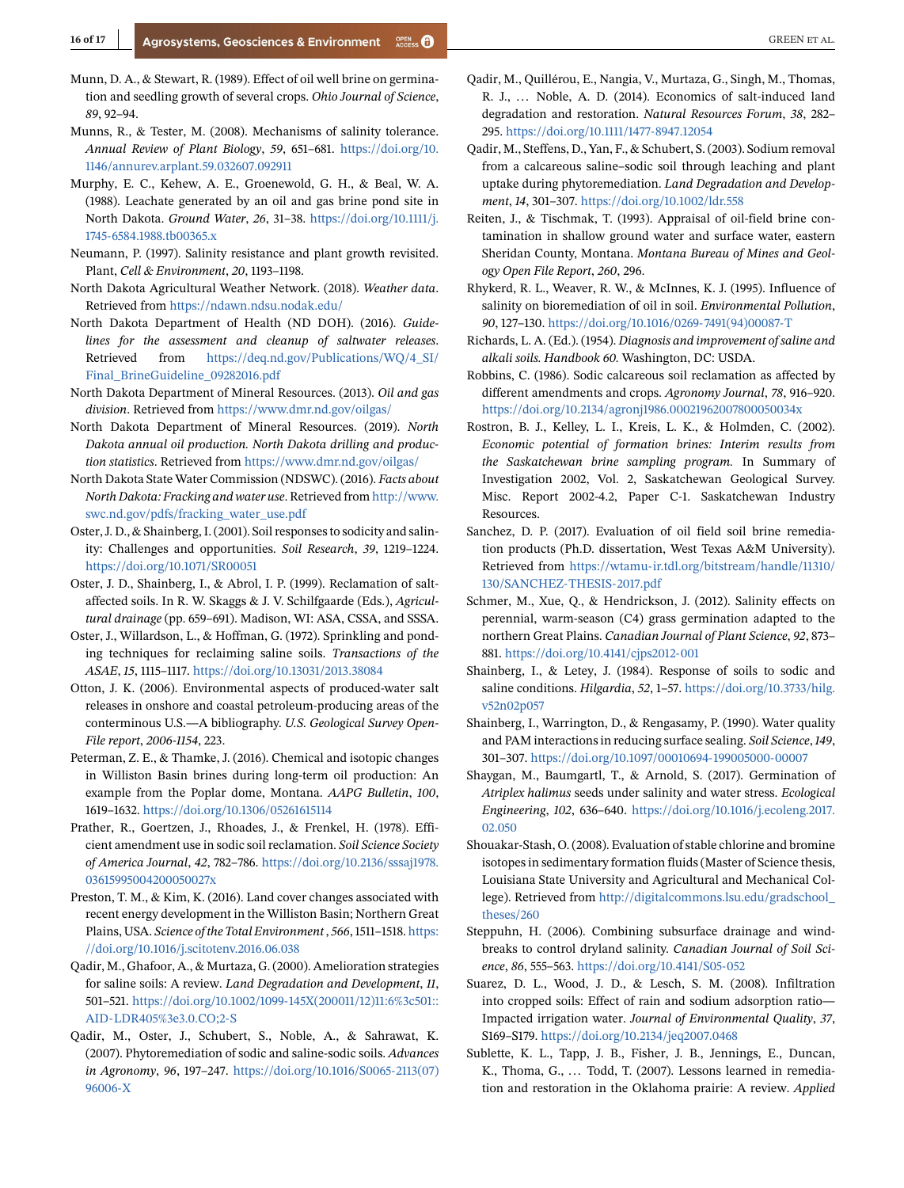Munn, D. A., & Stewart, R. (1989). Effect of oil well brine on germination and seedling growth of several crops. *Ohio Journal of Science*, *89*, 92–94.

Munns, R., & Tester, M. (2008). Mechanisms of salinity tolerance. *Annual Review of Plant Biology*, *59*, 651–681. https://doi.org/10.1146/annurev.arplant.59.032607.092911

Murphy, E. C., Kehew, A. E., Groenewold, G. H., & Beal, W. A. (1988). Leachate generated by an oil and gas brine pond site in North Dakota. *Ground Water*, *26*, 31–38. https://doi.org/10.1111/j.1745-6584.1988.tb00365.x

Neumann, P. (1997). Salinity resistance and plant growth revisited. Plant, *Cell & Environment*, *20*, 1193–1198.

North Dakota Agricultural Weather Network. (2018). *Weather data*. Retrieved from https://ndawn.ndsu.nodak.edu/

North Dakota Department of Health (ND DOH). (2016). *Guidelines for the assessment and cleanup of saltwater releases*. Retrieved from https://deq.nd.gov/Publications/WQ/4_SI/Final_BrineGuideline_09282016.pdf

North Dakota Department of Mineral Resources. (2013). *Oil and gas division*. Retrieved from https://www.dmr.nd.gov/oilgas/

North Dakota Department of Mineral Resources. (2019). *North Dakota annual oil production. North Dakota drilling and production statistics*. Retrieved from https://www.dmr.nd.gov/oilgas/

North Dakota State Water Commission (NDSWC). (2016). *Facts about North Dakota: Fracking and water use*. Retrieved from http://www.swc.nd.gov/pdfs/fracking_water_use.pdf

Oster, J. D., & Shainberg, I. (2001). Soil responses to sodicity and salinity: Challenges and opportunities. *Soil Research*, *39*, 1219–1224. https://doi.org/10.1071/SR00051

Oster, J. D., Shainberg, I., & Abrol, I. P. (1999). Reclamation of salt-affected soils. In R. W. Skaggs & J. V. Schilfgaarde (Eds.), *Agricultural drainage* (pp. 659–691). Madison, WI: ASA, CSSA, and SSSA.

Oster, J., Willardson, L., & Hoffman, G. (1972). Sprinkling and ponding techniques for reclaiming saline soils. *Transactions of the ASAE*, *15*, 1115–1117. https://doi.org/10.13031/2013.38084

Otton, J. K. (2006). Environmental aspects of produced-water salt releases in onshore and coastal petroleum-producing areas of the conterminous U.S.—A bibliography. *U.S. Geological Survey Open-File report*, *2006-1154*, 223.

Peterman, Z. E., & Thamke, J. (2016). Chemical and isotopic changes in Williston Basin brines during long-term oil production: An example from the Poplar dome, Montana. *AAPG Bulletin*, *100*, 1619–1632. https://doi.org/10.1306/05261615114

Prather, R., Goertzen, J., Rhoades, J., & Frenkel, H. (1978). Efficient amendment use in sodic soil reclamation. *Soil Science Society of America Journal*, *42*, 782–786. https://doi.org/10.2136/sssaj1978.03615995004200050027x

Preston, T. M., & Kim, K. (2016). Land cover changes associated with recent energy development in the Williston Basin; Northern Great Plains, USA. *Science of the Total Environment*, *566*, 1511–1518. https://doi.org/10.1016/j.scitotenv.2016.06.038

Qadir, M., Ghafoor, A., & Murtaza, G. (2000). Amelioration strategies for saline soils: A review. *Land Degradation and Development*, *11*, 501–521. https://doi.org/10.1002/1099-145X(200011/12)11:6%3c501::AID-LDR405%3e3.0.CO;2-S

Qadir, M., Oster, J., Schubert, S., Noble, A., & Sahrawat, K. (2007). Phytoremediation of sodic and saline-sodic soils. *Advances in Agronomy*, *96*, 197–247. https://doi.org/10.1016/S0065-2113(07)96006-X

Qadir, M., Quillérou, E., Nangia, V., Murtaza, G., Singh, M., Thomas, R. J., … Noble, A. D. (2014). Economics of salt-induced land degradation and restoration. *Natural Resources Forum*, *38*, 282–295. https://doi.org/10.1111/1477-8947.12054

Qadir, M., Steffens, D., Yan, F., & Schubert, S. (2003). Sodium removal from a calcareous saline–sodic soil through leaching and plant uptake during phytoremediation. *Land Degradation and Development*, *14*, 301–307. https://doi.org/10.1002/ldr.558

Reiten, J., & Tischmak, T. (1993). Appraisal of oil-field brine contamination in shallow ground water and surface water, eastern Sheridan County, Montana. *Montana Bureau of Mines and Geology Open File Report*, *260*, 296.

Rhykerd, R. L., Weaver, R. W., & McInnes, K. J. (1995). Influence of salinity on bioremediation of oil in soil. *Environmental Pollution*, *90*, 127–130. https://doi.org/10.1016/0269-7491(94)00087-T

Richards, L. A. (Ed.). (1954). *Diagnosis and improvement of saline and alkali soils. Handbook 60.* Washington, DC: USDA.

Robbins, C. (1986). Sodic calcareous soil reclamation as affected by different amendments and crops. *Agronomy Journal*, *78*, 916–920. https://doi.org/10.2134/agronj1986.00021962007800050034x

Rostron, B. J., Kelley, L. I., Kreis, L. K., & Holmden, C. (2002). *Economic potential of formation brines: Interim results from the Saskatchewan brine sampling program.* In Summary of Investigation 2002, Vol. 2, Saskatchewan Geological Survey. Misc. Report 2002-4.2, Paper C-1. Saskatchewan Industry Resources.

Sanchez, D. P. (2017). Evaluation of oil field soil brine remediation products (Ph.D. dissertation, West Texas A&M University). Retrieved from https://wtamu-ir.tdl.org/bitstream/handle/11310/130/SANCHEZ-THESIS-2017.pdf

Schmer, M., Xue, Q., & Hendrickson, J. (2012). Salinity effects on perennial, warm-season (C4) grass germination adapted to the northern Great Plains. *Canadian Journal of Plant Science*, *92*, 873–881. https://doi.org/10.4141/cjps2012-001

Shainberg, I., & Letey, J. (1984). Response of soils to sodic and saline conditions. *Hilgardia*, *52*, 1–57. https://doi.org/10.3733/hilg.v52n02p057

Shainberg, I., Warrington, D., & Rengasamy, P. (1990). Water quality and PAM interactions in reducing surface sealing. *Soil Science*, *149*, 301–307. https://doi.org/10.1097/00010694-199005000-00007

Shaygan, M., Baumgartl, T., & Arnold, S. (2017). Germination of *Atriplex halimus* seeds under salinity and water stress. *Ecological Engineering*, *102*, 636–640. https://doi.org/10.1016/j.ecoleng.2017.02.050

Shouakar-Stash, O. (2008). Evaluation of stable chlorine and bromine isotopes in sedimentary formation fluids (Master of Science thesis, Louisiana State University and Agricultural and Mechanical College). Retrieved from http://digitalcommons.lsu.edu/gradschool_theses/260

Steppuhn, H. (2006). Combining subsurface drainage and windbreaks to control dryland salinity. *Canadian Journal of Soil Science*, *86*, 555–563. https://doi.org/10.4141/S05-052

Suarez, D. L., Wood, J. D., & Lesch, S. M. (2008). Infiltration into cropped soils: Effect of rain and sodium adsorption ratio—Impacted irrigation water. *Journal of Environmental Quality*, *37*, S169–S179. https://doi.org/10.2134/jeq2007.0468

Sublette, K. L., Tapp, J. B., Fisher, J. B., Jennings, E., Duncan, K., Thoma, G., … Todd, T. (2007). Lessons learned in remediation and restoration in the Oklahoma prairie: A review. *Applied*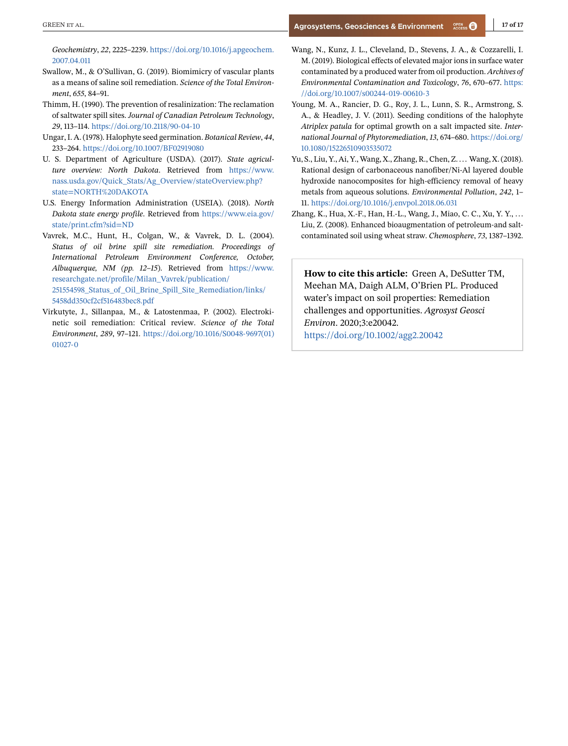*Geochemistry*, *22*, 2225–2239. https://doi.org/10.1016/j.apgeochem.2007.04.011

Swallow, M., & O'Sullivan, G. (2019). Biomimicry of vascular plants as a means of saline soil remediation. *Science of the Total Environment*, *655*, 84–91.

Thimm, H. (1990). The prevention of resalinization: The reclamation of saltwater spill sites. *Journal of Canadian Petroleum Technology*, *29*, 113–114. https://doi.org/10.2118/90-04-10

Ungar, I. A. (1978). Halophyte seed germination. *Botanical Review*, *44*, 233–264. https://doi.org/10.1007/BF02919080

U. S. Department of Agriculture (USDA). (2017). *State agriculture overview: North Dakota*. Retrieved from https://www.nass.usda.gov/Quick_Stats/Ag_Overview/stateOverview.php?state=NORTH%20DAKOTA

U.S. Energy Information Administration (USEIA). (2018). *North Dakota state energy profile*. Retrieved from https://www.eia.gov/state/print.cfm?sid=ND

Vavrek, M.C., Hunt, H., Colgan, W., & Vavrek, D. L. (2004). *Status of oil brine spill site remediation. Proceedings of International Petroleum Environment Conference, October, Albuquerque, NM (pp. 12–15)*. Retrieved from https://www.researchgate.net/profile/Milan_Vavrek/publication/251554598_Status_of_Oil_Brine_Spill_Site_Remediation/links/5458dd350cf2cf516483bec8.pdf

Virkutyte, J., Sillanpaa, M., & Latostenmaa, P. (2002). Electrokinetic soil remediation: Critical review. *Science of the Total Environment*, *289*, 97–121. https://doi.org/10.1016/S0048-9697(01)01027-0

Wang, N., Kunz, J. L., Cleveland, D., Stevens, J. A., & Cozzarelli, I. M. (2019). Biological effects of elevated major ions in surface water contaminated by a produced water from oil production. *Archives of Environmental Contamination and Toxicology*, *76*, 670–677. https://doi.org/10.1007/s00244-019-00610-3

Young, M. A., Rancier, D. G., Roy, J. L., Lunn, S. R., Armstrong, S. A., & Headley, J. V. (2011). Seeding conditions of the halophyte *Atriplex patula* for optimal growth on a salt impacted site. *International Journal of Phytoremediation*, *13*, 674–680. https://doi.org/10.1080/15226510903535072

Yu, S., Liu, Y., Ai, Y., Wang, X., Zhang, R., Chen, Z. ... Wang, X. (2018). Rational design of carbonaceous nanofiber/Ni-Al layered double hydroxide nanocomposites for high-efficiency removal of heavy metals from aqueous solutions. *Environmental Pollution*, *242*, 1–11. https://doi.org/10.1016/j.envpol.2018.06.031

Zhang, K., Hua, X.-F., Han, H.-L., Wang, J., Miao, C. C., Xu, Y. Y., ... Liu, Z. (2008). Enhanced bioaugmentation of petroleum-and salt-contaminated soil using wheat straw. *Chemosphere*, *73*, 1387–1392.

**How to cite this article:** Green A, DeSutter TM, Meehan MA, Daigh ALM, O'Brien PL. Produced water's impact on soil properties: Remediation challenges and opportunities. *Agrosyst Geosci Environ*. 2020;3:e20042. https://doi.org/10.1002/agg2.20042